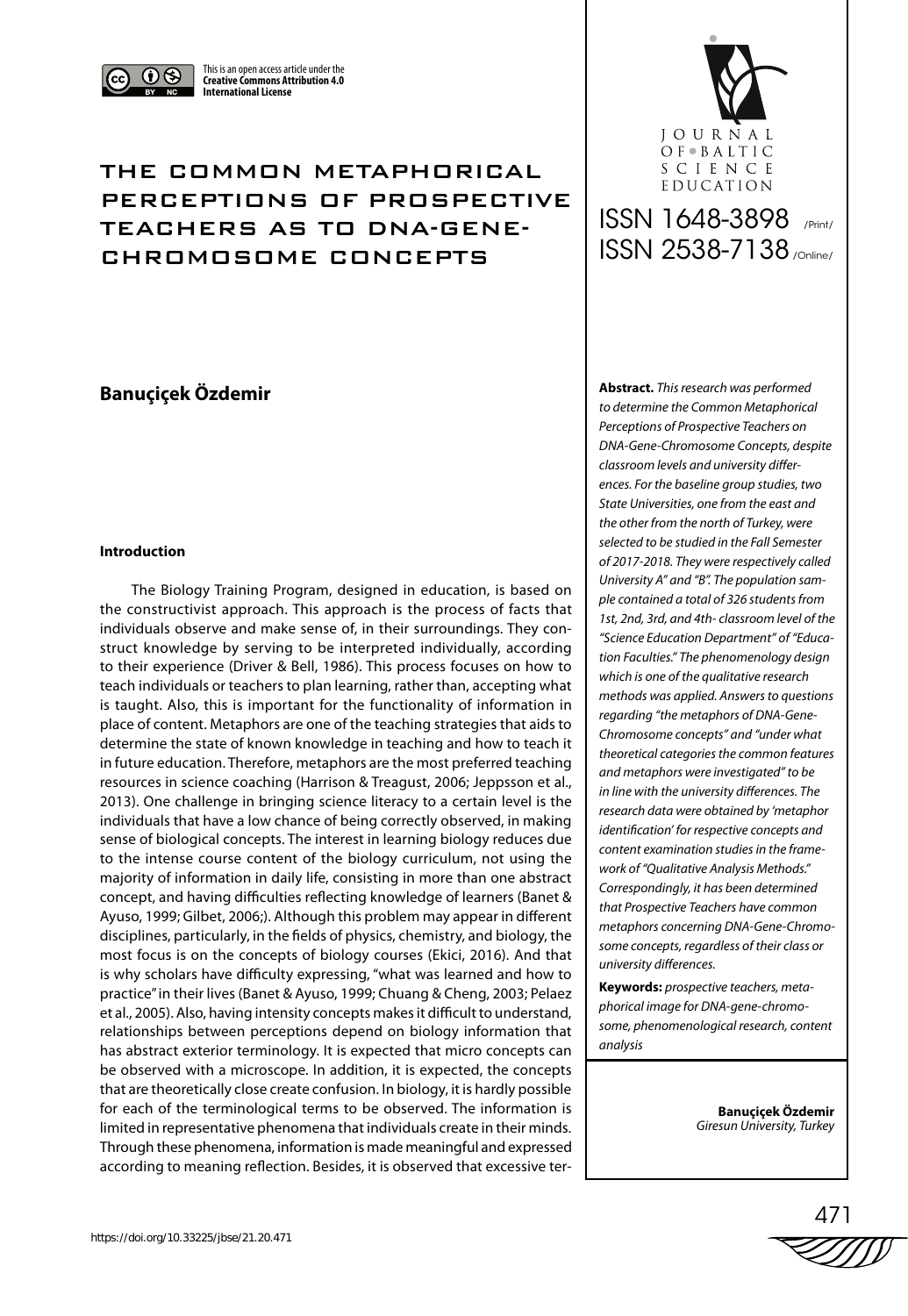This is an open access article under the **Creative Commons Attribution 4.0 International License**

# THE COMMON METAPHORICAL PERCEPTIONS OF PROSPECTIVE TEACHERS AS TO DNA-GENE-CHROMOSOME CONCEPTS

JOURNAL OF BALTIC SCIENCE EDUCATION

ISSN 1648-3898 /Print/

ISSN 2538-7138 /Online/

**Banuçiçek Özdemir**

**Abstract.** *This research was performed to determine the Common Metaphorical Perceptions of Prospective Teachers on DNA-Gene-Chromosome Concepts, despite classroom levels and university differences. For the baseline group studies, two State Universities, one from the east and the other from the north of Turkey, were selected to be studied in the Fall Semester of 2017-2018. They were respectively called University A" and "B". The population sample contained a total of 326 students from 1st, 2nd, 3rd, and 4th- classroom level of the "Science Education Department" of "Education Faculties." The phenomenology design which is one of the qualitative research methods was applied. Answers to questions regarding "the metaphors of DNA-Gene-Chromosome concepts" and "under what theoretical categories the common features and metaphors were investigated" to be in line with the university differences. The research data were obtained by 'metaphor identification' for respective concepts and content examination studies in the framework of "Qualitative Analysis Methods." Correspondingly, it has been determined that Prospective Teachers have common metaphors concerning DNA-Gene-Chromosome concepts, regardless of their class or university differences.*

**Keywords:** *prospective teachers, metaphorical image for DNA-gene-chromosome, phenomenological research, content analysis*

**Banuçiçek Özdemir**
*Giresun University, Turkey*

#### Introduction

The Biology Training Program, designed in education, is based on the constructivist approach. This approach is the process of facts that individuals observe and make sense of, in their surroundings. They construct knowledge by serving to be interpreted individually, according to their experience (Driver & Bell, 1986). This process focuses on how to teach individuals or teachers to plan learning, rather than, accepting what is taught. Also, this is important for the functionality of information in place of content. Metaphors are one of the teaching strategies that aids to determine the state of known knowledge in teaching and how to teach it in future education. Therefore, metaphors are the most preferred teaching resources in science coaching (Harrison & Treagust, 2006; Jeppsson et al., 2013). One challenge in bringing science literacy to a certain level is the individuals that have a low chance of being correctly observed, in making sense of biological concepts. The interest in learning biology reduces due to the intense course content of the biology curriculum, not using the majority of information in daily life, consisting in more than one abstract concept, and having difficulties reflecting knowledge of learners (Banet & Ayuso, 1999; Gilbet, 2006;). Although this problem may appear in different disciplines, particularly, in the fields of physics, chemistry, and biology, the most focus is on the concepts of biology courses (Ekici, 2016). And that is why scholars have difficulty expressing, "what was learned and how to practice" in their lives (Banet & Ayuso, 1999; Chuang & Cheng, 2003; Pelaez et al., 2005). Also, having intensity concepts makes it difficult to understand, relationships between perceptions depend on biology information that has abstract exterior terminology. It is expected that micro concepts can be observed with a microscope. In addition, it is expected, the concepts that are theoretically close create confusion. In biology, it is hardly possible for each of the terminological terms to be observed. The information is limited in representative phenomena that individuals create in their minds. Through these phenomena, information is made meaningful and expressed according to meaning reflection. Besides, it is observed that excessive ter-

https://doi.org/10.33225/jbse/21.20.471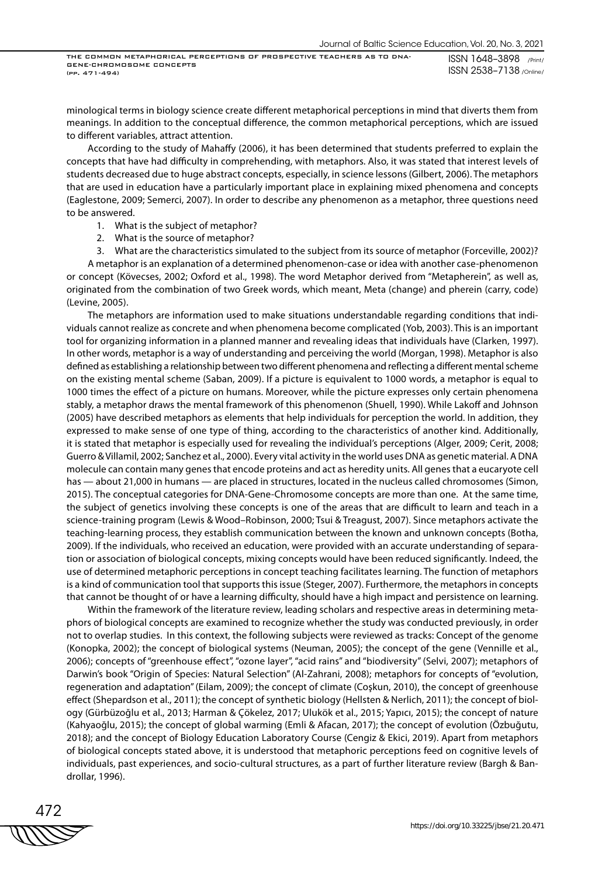minological terms in biology science create different metaphorical perceptions in mind that diverts them from meanings. In addition to the conceptual difference, the common metaphorical perceptions, which are issued to different variables, attract attention.

According to the study of Mahaffy (2006), it has been determined that students preferred to explain the concepts that have had difficulty in comprehending, with metaphors. Also, it was stated that interest levels of students decreased due to huge abstract concepts, especially, in science lessons (Gilbert, 2006). The metaphors that are used in education have a particularly important place in explaining mixed phenomena and concepts (Eaglestone, 2009; Semerci, 2007). In order to describe any phenomenon as a metaphor, three questions need to be answered.

1. What is the subject of metaphor?
2. What is the source of metaphor?
3. What are the characteristics simulated to the subject from its source of metaphor (Forceville, 2002)?

A metaphor is an explanation of a determined phenomenon-case or idea with another case-phenomenon or concept (Kövecses, 2002; Oxford et al., 1998). The word Metaphor derived from "Metapherein", as well as, originated from the combination of two Greek words, which meant, Meta (change) and pherein (carry, code) (Levine, 2005).

The metaphors are information used to make situations understandable regarding conditions that individuals cannot realize as concrete and when phenomena become complicated (Yob, 2003). This is an important tool for organizing information in a planned manner and revealing ideas that individuals have (Clarken, 1997). In other words, metaphor is a way of understanding and perceiving the world (Morgan, 1998). Metaphor is also defined as establishing a relationship between two different phenomena and reflecting a different mental scheme on the existing mental scheme (Saban, 2009). If a picture is equivalent to 1000 words, a metaphor is equal to 1000 times the effect of a picture on humans. Moreover, while the picture expresses only certain phenomena stably, a metaphor draws the mental framework of this phenomenon (Shuell, 1990). While Lakoff and Johnson (2005) have described metaphors as elements that help individuals for perception the world. In addition, they expressed to make sense of one type of thing, according to the characteristics of another kind. Additionally, it is stated that metaphor is especially used for revealing the individual's perceptions (Alger, 2009; Cerit, 2008; Guerro & Villamil, 2002; Sanchez et al., 2000). Every vital activity in the world uses DNA as genetic material. A DNA molecule can contain many genes that encode proteins and act as heredity units. All genes that a eucaryote cell has — about 21,000 in humans — are placed in structures, located in the nucleus called chromosomes (Simon, 2015). The conceptual categories for DNA-Gene-Chromosome concepts are more than one. At the same time, the subject of genetics involving these concepts is one of the areas that are difficult to learn and teach in a science-training program (Lewis & Wood–Robinson, 2000; Tsui & Treagust, 2007). Since metaphors activate the teaching-learning process, they establish communication between the known and unknown concepts (Botha, 2009). If the individuals, who received an education, were provided with an accurate understanding of separation or association of biological concepts, mixing concepts would have been reduced significantly. Indeed, the use of determined metaphoric perceptions in concept teaching facilitates learning. The function of metaphors is a kind of communication tool that supports this issue (Steger, 2007). Furthermore, the metaphors in concepts that cannot be thought of or have a learning difficulty, should have a high impact and persistence on learning.

Within the framework of the literature review, leading scholars and respective areas in determining metaphors of biological concepts are examined to recognize whether the study was conducted previously, in order not to overlap studies. In this context, the following subjects were reviewed as tracks: Concept of the genome (Konopka, 2002); the concept of biological systems (Neuman, 2005); the concept of the gene (Vennille et al., 2006); concepts of "greenhouse effect", "ozone layer", "acid rains" and "biodiversity" (Selvi, 2007); metaphors of Darwin's book "Origin of Species: Natural Selection" (Al-Zahrani, 2008); metaphors for concepts of "evolution, regeneration and adaptation" (Eilam, 2009); the concept of climate (Coşkun, 2010), the concept of greenhouse effect (Shepardson et al., 2011); the concept of synthetic biology (Hellsten & Nerlich, 2011); the concept of biology (Gürbüzoğlu et al., 2013; Harman & Çökelez, 2017; Ulukök et al., 2015; Yapıcı, 2015); the concept of nature (Kahyaoğlu, 2015); the concept of global warming (Emli & Afacan, 2017); the concept of evolution (Özbuğutu, 2018); and the concept of Biology Education Laboratory Course (Cengiz & Ekici, 2019). Apart from metaphors of biological concepts stated above, it is understood that metaphoric perceptions feed on cognitive levels of individuals, past experiences, and socio-cultural structures, as a part of further literature review (Bargh & Bandrollar, 1996).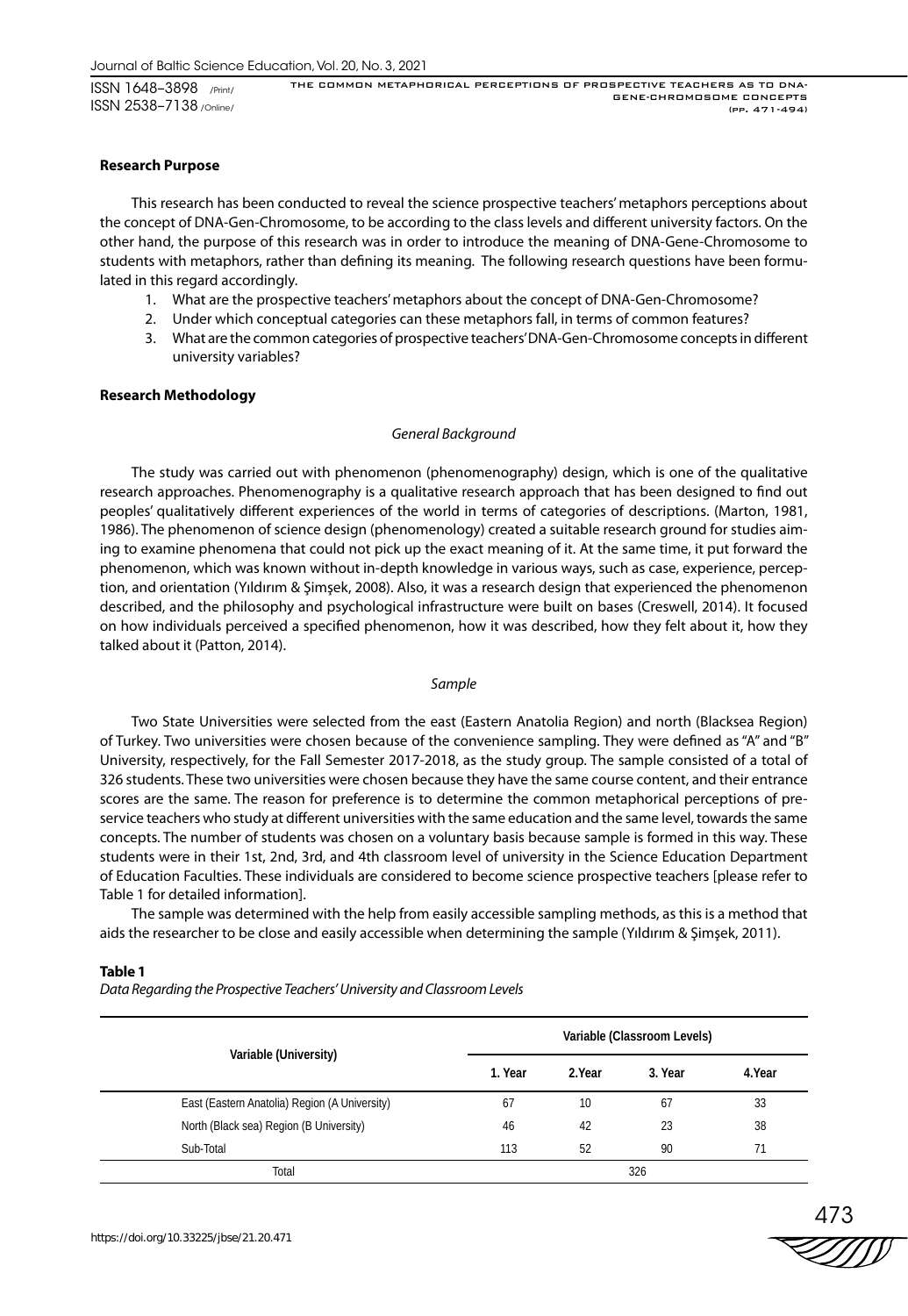**Research Purpose**

This research has been conducted to reveal the science prospective teachers' metaphors perceptions about the concept of DNA-Gen-Chromosome, to be according to the class levels and different university factors. On the other hand, the purpose of this research was in order to introduce the meaning of DNA-Gene-Chromosome to students with metaphors, rather than defining its meaning. The following research questions have been formulated in this regard accordingly.

1. What are the prospective teachers' metaphors about the concept of DNA-Gen-Chromosome?
2. Under which conceptual categories can these metaphors fall, in terms of common features?
3. What are the common categories of prospective teachers' DNA-Gen-Chromosome concepts in different university variables?

**Research Methodology**

*General Background*

The study was carried out with phenomenon (phenomenography) design, which is one of the qualitative research approaches. Phenomenography is a qualitative research approach that has been designed to find out peoples' qualitatively different experiences of the world in terms of categories of descriptions. (Marton, 1981, 1986). The phenomenon of science design (phenomenology) created a suitable research ground for studies aiming to examine phenomena that could not pick up the exact meaning of it. At the same time, it put forward the phenomenon, which was known without in-depth knowledge in various ways, such as case, experience, perception, and orientation (Yıldırım & Şimşek, 2008). Also, it was a research design that experienced the phenomenon described, and the philosophy and psychological infrastructure were built on bases (Creswell, 2014). It focused on how individuals perceived a specified phenomenon, how it was described, how they felt about it, how they talked about it (Patton, 2014).

*Sample*

Two State Universities were selected from the east (Eastern Anatolia Region) and north (Blacksea Region) of Turkey. Two universities were chosen because of the convenience sampling. They were defined as "A" and "B" University, respectively, for the Fall Semester 2017-2018, as the study group. The sample consisted of a total of 326 students. These two universities were chosen because they have the same course content, and their entrance scores are the same. The reason for preference is to determine the common metaphorical perceptions of pre-service teachers who study at different universities with the same education and the same level, towards the same concepts. The number of students was chosen on a voluntary basis because sample is formed in this way. These students were in their 1st, 2nd, 3rd, and 4th classroom level of university in the Science Education Department of Education Faculties. These individuals are considered to become science prospective teachers [please refer to Table 1 for detailed information].

The sample was determined with the help from easily accessible sampling methods, as this is a method that aids the researcher to be close and easily accessible when determining the sample (Yıldırım & Şimşek, 2011).

**Table 1**

*Data Regarding the Prospective Teachers' University and Classroom Levels*

| Variable (University) | Variable (Classroom Levels) | | | |
|---|---|---|---|---|
| | 1. Year | 2.Year | 3. Year | 4.Year |
| East (Eastern Anatolia) Region (A University) | 67 | 10 | 67 | 33 |
| North (Black sea) Region (B University) | 46 | 42 | 23 | 38 |
| Sub-Total | 113 | 52 | 90 | 71 |
| Total | 326 | | | |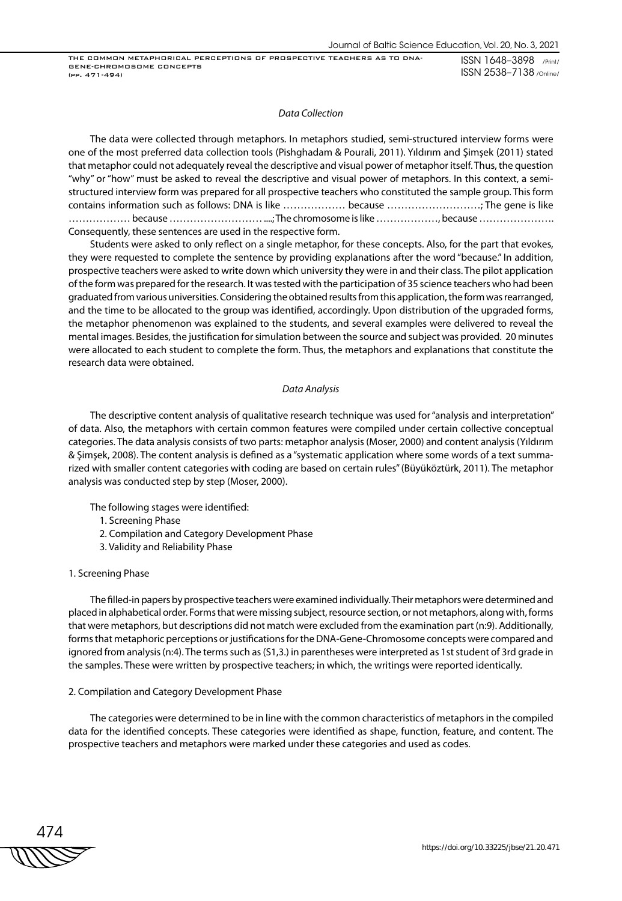*Data Collection*

The data were collected through metaphors. In metaphors studied, semi-structured interview forms were one of the most preferred data collection tools (Pishghadam & Pourali, 2011). Yıldırım and Şimşek (2011) stated that metaphor could not adequately reveal the descriptive and visual power of metaphor itself. Thus, the question "why" or "how" must be asked to reveal the descriptive and visual power of metaphors. In this context, a semi-structured interview form was prepared for all prospective teachers who constituted the sample group. This form contains information such as follows: DNA is like ……………… because ………………………; The gene is like ……………… because ……………………….....; The chromosome is like ………………, because …………………. Consequently, these sentences are used in the respective form.

Students were asked to only reflect on a single metaphor, for these concepts. Also, for the part that evokes, they were requested to complete the sentence by providing explanations after the word "because." In addition, prospective teachers were asked to write down which university they were in and their class. The pilot application of the form was prepared for the research. It was tested with the participation of 35 science teachers who had been graduated from various universities. Considering the obtained results from this application, the form was rearranged, and the time to be allocated to the group was identified, accordingly. Upon distribution of the upgraded forms, the metaphor phenomenon was explained to the students, and several examples were delivered to reveal the mental images. Besides, the justification for simulation between the source and subject was provided. 20 minutes were allocated to each student to complete the form. Thus, the metaphors and explanations that constitute the research data were obtained.

*Data Analysis*

The descriptive content analysis of qualitative research technique was used for "analysis and interpretation" of data. Also, the metaphors with certain common features were compiled under certain collective conceptual categories. The data analysis consists of two parts: metaphor analysis (Moser, 2000) and content analysis (Yıldırım & Şimşek, 2008). The content analysis is defined as a "systematic application where some words of a text summarized with smaller content categories with coding are based on certain rules" (Büyüköztürk, 2011). The metaphor analysis was conducted step by step (Moser, 2000).

The following stages were identified:

1. Screening Phase
2. Compilation and Category Development Phase
3. Validity and Reliability Phase

1. Screening Phase

The filled-in papers by prospective teachers were examined individually. Their metaphors were determined and placed in alphabetical order. Forms that were missing subject, resource section, or not metaphors, along with, forms that were metaphors, but descriptions did not match were excluded from the examination part (n:9). Additionally, forms that metaphoric perceptions or justifications for the DNA-Gene-Chromosome concepts were compared and ignored from analysis (n:4). The terms such as (S1,3.) in parentheses were interpreted as 1st student of 3rd grade in the samples. These were written by prospective teachers; in which, the writings were reported identically.

2. Compilation and Category Development Phase

The categories were determined to be in line with the common characteristics of metaphors in the compiled data for the identified concepts. These categories were identified as shape, function, feature, and content. The prospective teachers and metaphors were marked under these categories and used as codes.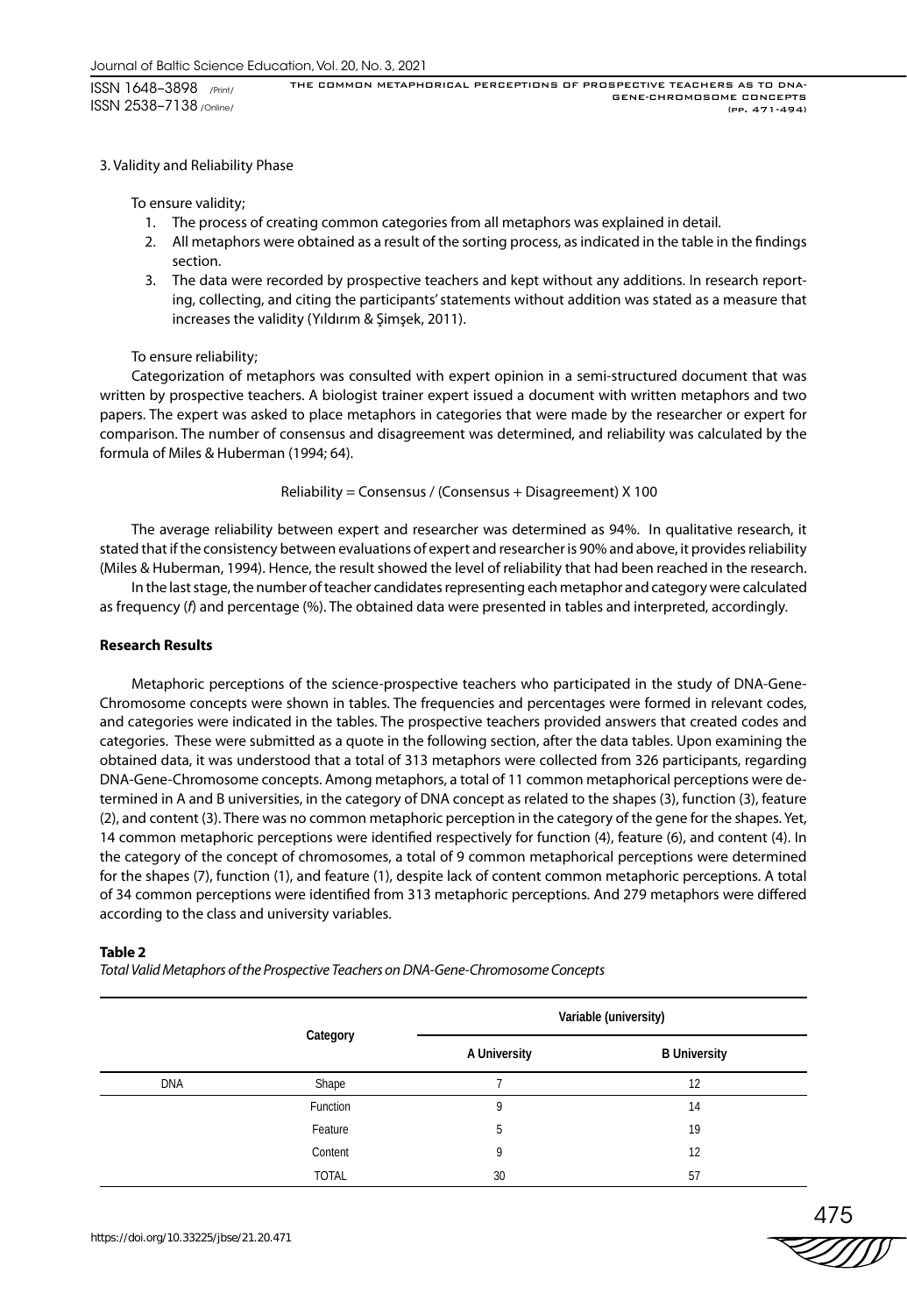3. Validity and Reliability Phase

To ensure validity;

1. The process of creating common categories from all metaphors was explained in detail.
2. All metaphors were obtained as a result of the sorting process, as indicated in the table in the findings section.
3. The data were recorded by prospective teachers and kept without any additions. In research reporting, collecting, and citing the participants' statements without addition was stated as a measure that increases the validity (Yıldırım & Şimşek, 2011).

To ensure reliability;

Categorization of metaphors was consulted with expert opinion in a semi-structured document that was written by prospective teachers. A biologist trainer expert issued a document with written metaphors and two papers. The expert was asked to place metaphors in categories that were made by the researcher or expert for comparison. The number of consensus and disagreement was determined, and reliability was calculated by the formula of Miles & Huberman (1994; 64).

$$\text{Reliability} = \text{Consensus} / (\text{Consensus} + \text{Disagreement}) \times 100$$

The average reliability between expert and researcher was determined as 94%. In qualitative research, it stated that if the consistency between evaluations of expert and researcher is 90% and above, it provides reliability (Miles & Huberman, 1994). Hence, the result showed the level of reliability that had been reached in the research.

In the last stage, the number of teacher candidates representing each metaphor and category were calculated as frequency (*f*) and percentage (%). The obtained data were presented in tables and interpreted, accordingly.

**Research Results**

Metaphoric perceptions of the science-prospective teachers who participated in the study of DNA-Gene-Chromosome concepts were shown in tables. The frequencies and percentages were formed in relevant codes, and categories were indicated in the tables. The prospective teachers provided answers that created codes and categories. These were submitted as a quote in the following section, after the data tables. Upon examining the obtained data, it was understood that a total of 313 metaphors were collected from 326 participants, regarding DNA-Gene-Chromosome concepts. Among metaphors, a total of 11 common metaphorical perceptions were determined in A and B universities, in the category of DNA concept as related to the shapes (3), function (3), feature (2), and content (3). There was no common metaphoric perception in the category of the gene for the shapes. Yet, 14 common metaphoric perceptions were identified respectively for function (4), feature (6), and content (4). In the category of the concept of chromosomes, a total of 9 common metaphorical perceptions were determined for the shapes (7), function (1), and feature (1), despite lack of content common metaphoric perceptions. A total of 34 common perceptions were identified from 313 metaphoric perceptions. And 279 metaphors were differed according to the class and university variables.

**Table 2**

*Total Valid Metaphors of the Prospective Teachers on DNA-Gene-Chromosome Concepts*

| | Category | Variable (university) | |
|---|---|---|---|
| | | A University | B University |
| DNA | Shape | 7 | 12 |
| | Function | 9 | 14 |
| | Feature | 5 | 19 |
| | Content | 9 | 12 |
| | TOTAL | 30 | 57 |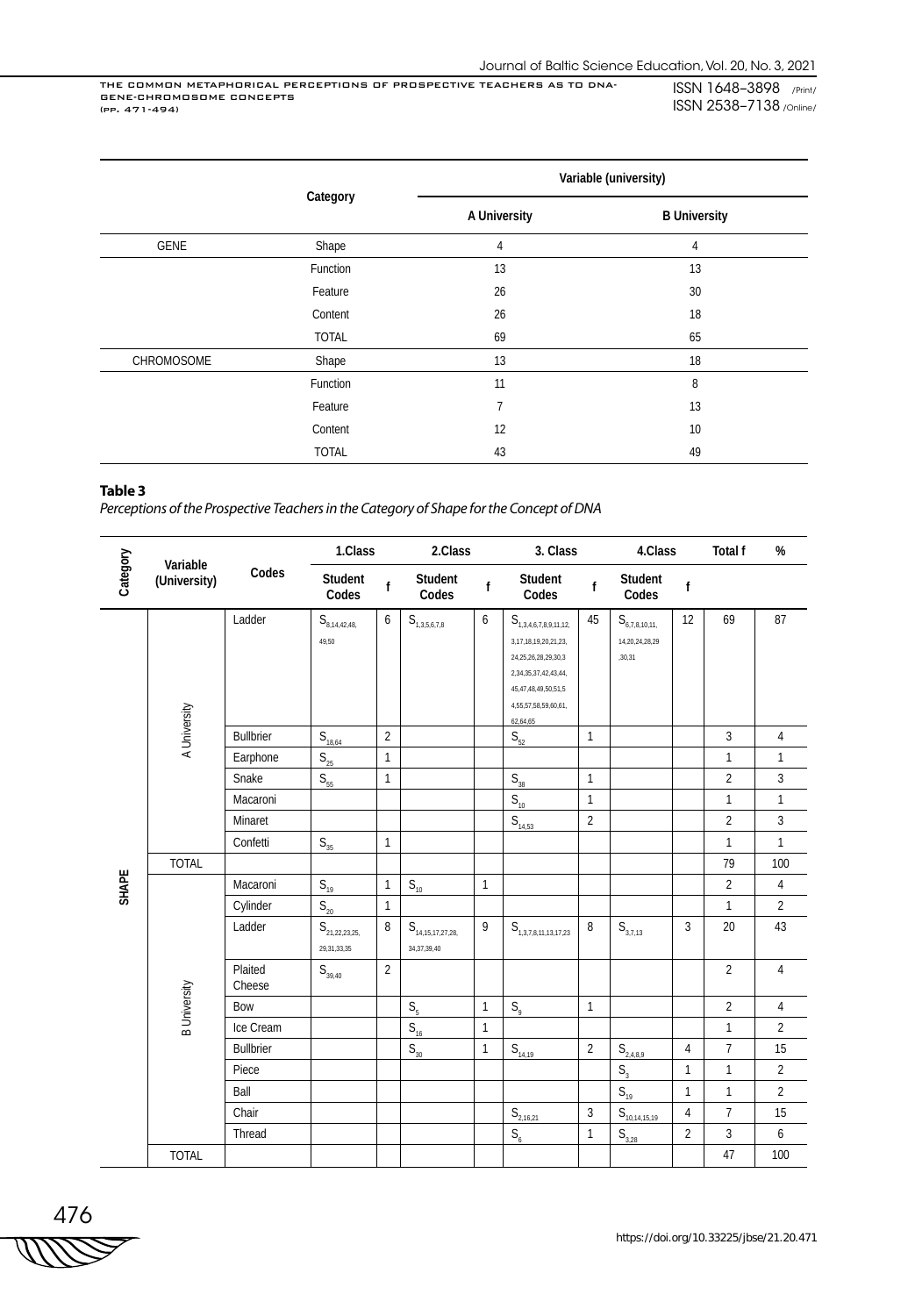| | Category | Variable (university) | |
|---|---|---|---|
| | | A University | B University |
| GENE | Shape | 4 | 4 |
| | Function | 13 | 13 |
| | Feature | 26 | 30 |
| | Content | 26 | 18 |
| | TOTAL | 69 | 65 |
| CHROMOSOME | Shape | 13 | 18 |
| | Function | 11 | 8 |
| | Feature | 7 | 13 |
| | Content | 12 | 10 |
| | TOTAL | 43 | 49 |

**Table 3**

*Perceptions of the Prospective Teachers in the Category of Shape for the Concept of DNA*

| Category | Variable (University) | Codes | 1.Class | | 2.Class | | 3. Class | | 4.Class | | Total f | % |
|---|---|---|---|---|---|---|---|---|---|---|---|---|
| | | | Student Codes | f | Student Codes | f | Student Codes | f | Student Codes | f | | |
| SHAPE | A University | Ladder | $S_{9,14,42,48,49,50}$ | 6 | $S_{1,3,5,6,7,8}$ | 6 | $S_{1,3,4,6,7,8,9,11,12,13,17,18,19,20,21,23,24,25,26,28,29,30,32,34,35,37,42,43,44,45,47,48,49,50,51,54,55,57,58,59,60,61,62,64,65}$ | 45 | $S_{6,7,8,10,11,14,20,24,28,29,30,31}$ | 12 | 69 | 87 |
| | | Bullbrier | $S_{18,64}$ | 2 | | | $S_{52}$ | 1 | | | 3 | 4 |
| | | Earphone | $S_{25}$ | 1 | | | | | | | 1 | 1 |
| | | Snake | $S_{55}$ | 1 | | | $S_{38}$ | 1 | | | 2 | 3 |
| | | Macaroni | | | | | $S_{10}$ | 1 | | | 1 | 1 |
| | | Minaret | | | | | $S_{14,53}$ | 2 | | | 2 | 3 |
| | | Confetti | $S_{35}$ | 1 | | | | | | | 1 | 1 |
| | TOTAL | | | | | | | | | | 79 | 100 |
| | B University | Macaroni | $S_{19}$ | 1 | $S_{10}$ | 1 | | | | | 2 | 4 |
| | | Cylinder | $S_{20}$ | 1 | | | | | | | 1 | 2 |
| | | Ladder | $S_{21,22,23,25,29,31,33,35}$ | 8 | $S_{14,15,17,27,28,34,37,39,40}$ | 9 | $S_{1,3,7,8,11,13,17,23}$ | 8 | $S_{3,7,13}$ | 3 | 20 | 43 |
| | | Plaited Cheese | $S_{39,40}$ | 2 | | | | | | | 2 | 4 |
| | | Bow | | | $S_{5}$ | 1 | $S_{9}$ | 1 | | | 2 | 4 |
| | | Ice Cream | | | $S_{16}$ | 1 | | | | | 1 | 2 |
| | | Bullbrier | | | $S_{30}$ | 1 | $S_{14,19}$ | 2 | $S_{2,4,8,9}$ | 4 | 7 | 15 |
| | | Piece | | | | | | | $S_{3}$ | 1 | 1 | 2 |
| | | Ball | | | | | | | $S_{19}$ | 1 | 1 | 2 |
| | | Chair | | | | | $S_{2,16,21}$ | 3 | $S_{10,14,15,19}$ | 4 | 7 | 15 |
| | | Thread | | | | | $S_{6}$ | 1 | $S_{3,28}$ | 2 | 3 | 6 |
| | TOTAL | | | | | | | | | | 47 | 100 |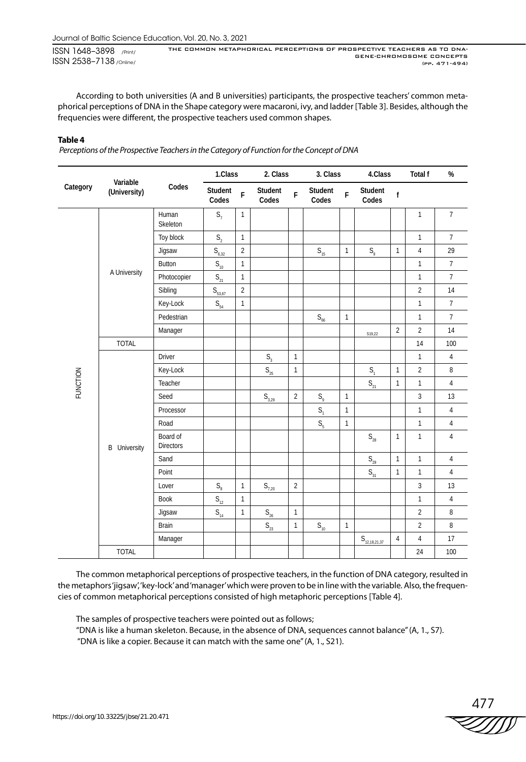According to both universities (A and B universities) participants, the prospective teachers' common metaphorical perceptions of DNA in the Shape category were macaroni, ivy, and ladder [Table 3]. Besides, although the frequencies were different, the prospective teachers used common shapes.

**Table 4**

*Perceptions of the Prospective Teachers in the Category of Function for the Concept of DNA*

| Category | Variable (University) | Codes | 1.Class | | 2. Class | | 3. Class | | 4.Class | | Total f | % |
|---|---|---|---|---|---|---|---|---|---|---|---|---|
| | | | Student Codes | F | Student Codes | F | Student Codes | F | Student Codes | f | | |
| FUNCTION | A University | Human Skeleton | $S_7$ | 1 | | | | | | | 1 | 7 |
| | | Toy block | $S_2$ | 1 | | | | | | | 1 | 7 |
| | | Jigsaw | $S_{6,32}$ | 2 | | | $S_{15}$ | 1 | $S_9$ | 1 | 4 | 29 |
| | | Button | $S_{10}$ | 1 | | | | | | | 1 | 7 |
| | | Photocopier | $S_{21}$ | 1 | | | | | | | 1 | 7 |
| | | Sibling | $S_{53,67}$ | 2 | | | | | | | 2 | 14 |
| | | Key-Lock | $S_{54}$ | 1 | | | | | | | 1 | 7 |
| | | Pedestrian | | | | | $S_{66}$ | 1 | | | 1 | 7 |
| | | Manager | | | | | | | S19,22 | 2 | 2 | 14 |
| | TOTAL | | | | | | | | | | 14 | 100 |
| | B University | Driver | | | $S_3$ | 1 | | | | | 1 | 4 |
| | | Key-Lock | | | $S_{25}$ | 1 | | | $S_1$ | 1 | 2 | 8 |
| | | Teacher | | | | | | | $S_{21}$ | 1 | 1 | 4 |
| | | Seed | | | $S_{3,29}$ | 2 | $S_9$ | 1 | | | 3 | 13 |
| | | Processor | | | | | $S_1$ | 1 | | | 1 | 4 |
| | | Road | | | | | $S_5$ | 1 | | | 1 | 4 |
| | | Board of Directors | | | | | | | $S_{28}$ | 1 | 1 | 4 |
| | | Sand | | | | | | | $S_{29}$ | 1 | 1 | 4 |
| | | Point | | | | | | | $S_{31}$ | 1 | 1 | 4 |
| | | Lover | $S_8$ | 1 | $S_{7,20}$ | 2 | | | | | 3 | 13 |
| | | Book | $S_{12}$ | 1 | | | | | | | 1 | 4 |
| | | Jigsaw | $S_{14}$ | 1 | $S_{26}$ | 1 | | | | | 2 | 8 |
| | | Brain | | | $S_{23}$ | 1 | $S_{10}$ | 1 | | | 2 | 8 |
| | | Manager | | | | | | | $S_{12,18,21,37}$ | 4 | 4 | 17 |
| | TOTAL | | | | | | | | | | 24 | 100 |

The common metaphorical perceptions of prospective teachers, in the function of DNA category, resulted in the metaphors 'jigsaw', 'key-lock' and 'manager' which were proven to be in line with the variable. Also, the frequencies of common metaphorical perceptions consisted of high metaphoric perceptions [Table 4].

The samples of prospective teachers were pointed out as follows;

"DNA is like a human skeleton. Because, in the absence of DNA, sequences cannot balance" (A, 1., S7).

"DNA is like a copier. Because it can match with the same one" (A, 1., S21).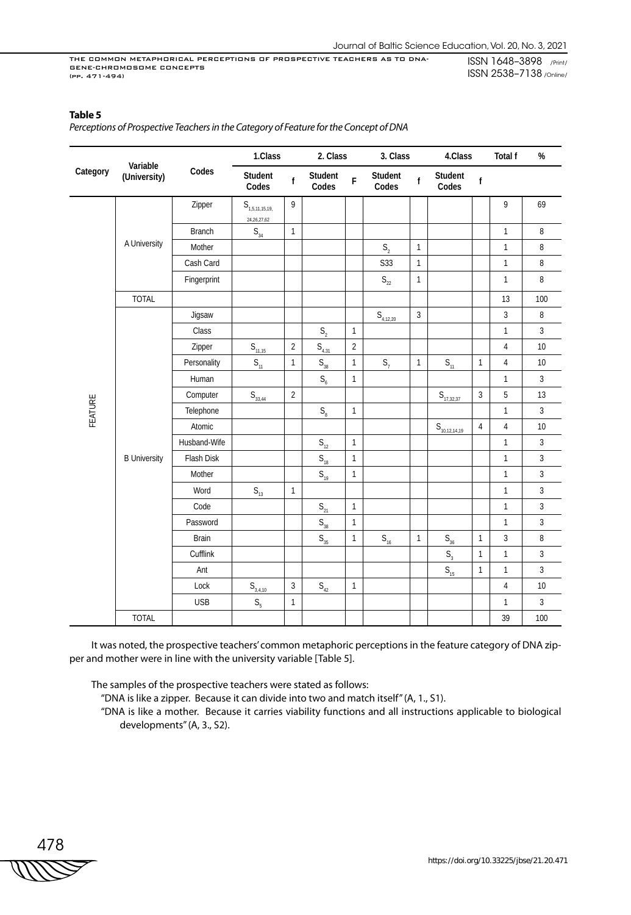**Table 5**

*Perceptions of Prospective Teachers in the Category of Feature for the Concept of DNA*

| Category | Variable (University) | Codes | 1.Class |  | 2. Class |  | 3. Class |  | 4.Class |  | Total f | % |
|---|---|---|---|---|---|---|---|---|---|---|---|---|
|  |  |  | Student Codes | f | Student Codes | F | Student Codes | f | Student Codes | f |  |  |
| FEATURE | A University | Zipper | $S_{1,5,11,15,19,24,26,27,62}$ | 9 |  |  |  |  |  |  | 9 | 69 |
|  |  | Branch | $S_{34}$ | 1 |  |  |  |  |  |  | 1 | 8 |
|  |  | Mother |  |  |  |  | $S_2$ | 1 |  |  | 1 | 8 |
|  |  | Cash Card |  |  |  |  | S33 | 1 |  |  | 1 | 8 |
|  |  | Fingerprint |  |  |  |  | $S_{22}$ | 1 |  |  | 1 | 8 |
|  | TOTAL |  |  |  |  |  |  |  |  |  | 13 | 100 |
|  | B University | Jigsaw |  |  |  |  | $S_{4,12,20}$ | 3 |  |  | 3 | 8 |
|  |  | Class |  |  | $S_2$ | 1 |  |  |  |  | 1 | 3 |
|  |  | Zipper | $S_{11,15}$ | 2 | $S_{4,31}$ | 2 |  |  |  |  | 4 | 10 |
|  |  | Personality | $S_{11}$ | 1 | $S_{38}$ | 1 | $S_7$ | 1 | $S_{11}$ | 1 | 4 | 10 |
|  |  | Human |  |  | $S_6$ | 1 |  |  |  |  | 1 | 3 |
|  |  | Computer | $S_{33,44}$ | 2 |  |  |  |  | $S_{17,32,37}$ | 3 | 5 | 13 |
|  |  | Telephone |  |  | $S_8$ | 1 |  |  |  |  | 1 | 3 |
|  |  | Atomic |  |  |  |  |  |  | $S_{10,12,14,19}$ | 4 | 4 | 10 |
|  |  | Husband-Wife |  |  | $S_{12}$ | 1 |  |  |  |  | 1 | 3 |
|  |  | Flash Disk |  |  | $S_{18}$ | 1 |  |  |  |  | 1 | 3 |
|  |  | Mother |  |  | $S_{19}$ | 1 |  |  |  |  | 1 | 3 |
|  |  | Word | $S_{13}$ | 1 |  |  |  |  |  |  | 1 | 3 |
|  |  | Code |  |  | $S_{21}$ | 1 |  |  |  |  | 1 | 3 |
|  |  | Password |  |  | $S_{38}$ | 1 |  |  |  |  | 1 | 3 |
|  |  | Brain |  |  | $S_{35}$ | 1 | $S_{16}$ | 1 | $S_{36}$ | 1 | 3 | 8 |
|  |  | Cufflink |  |  |  |  |  |  | $S_3$ | 1 | 1 | 3 |
|  |  | Ant |  |  |  |  |  |  | $S_{15}$ | 1 | 1 | 3 |
|  |  | Lock | $S_{3,4,10}$ | 3 | $S_{42}$ | 1 |  |  |  |  | 4 | 10 |
|  |  | USB | $S_5$ | 1 |  |  |  |  |  |  | 1 | 3 |
|  | TOTAL |  |  |  |  |  |  |  |  |  | 39 | 100 |

It was noted, the prospective teachers' common metaphoric perceptions in the feature category of DNA zipper and mother were in line with the university variable [Table 5].

The samples of the prospective teachers were stated as follows:

"DNA is like a zipper. Because it can divide into two and match itself" (A, 1., S1).

"DNA is like a mother. Because it carries viability functions and all instructions applicable to biological developments" (A, 3., S2).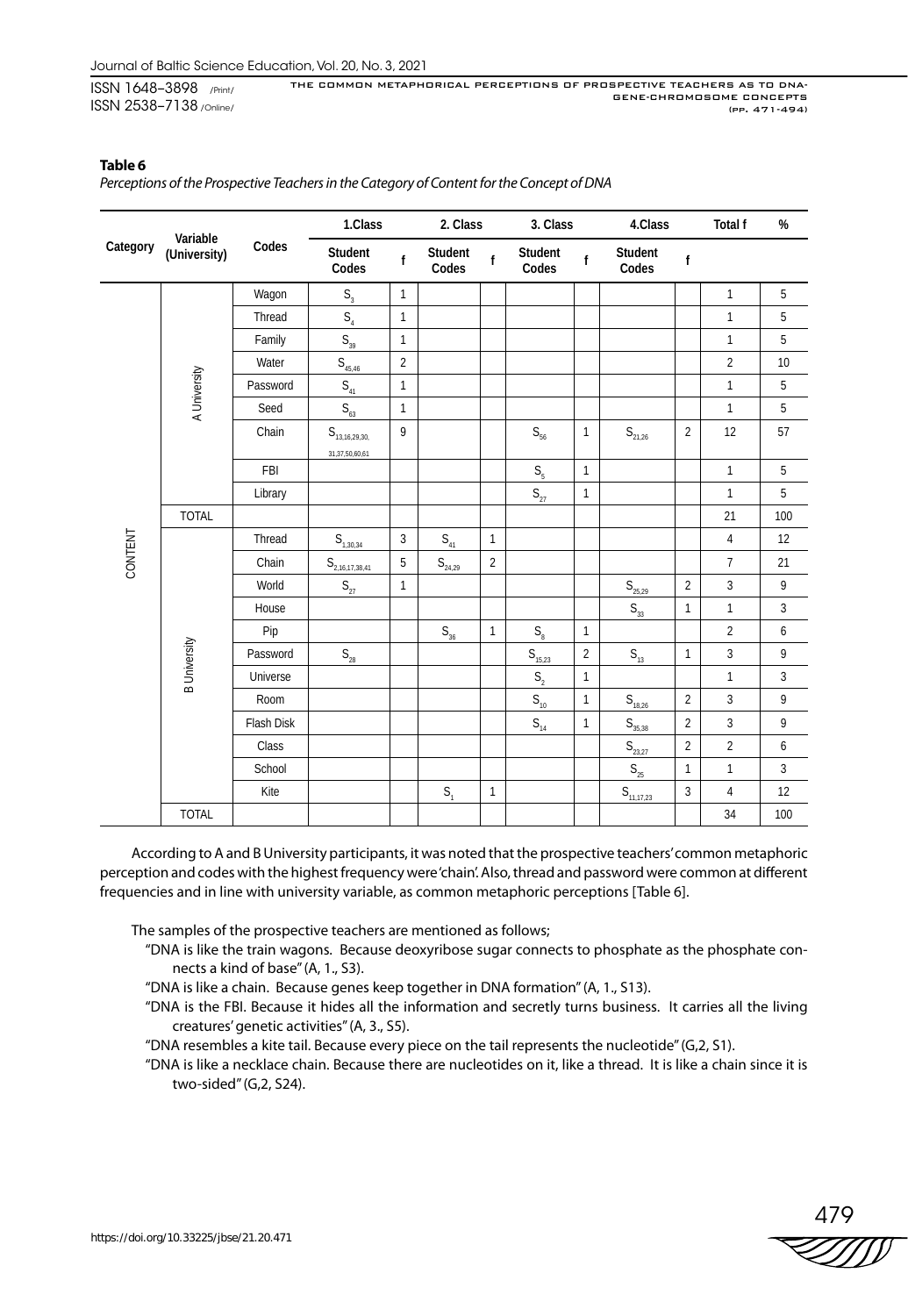**Table 6**

*Perceptions of the Prospective Teachers in the Category of Content for the Concept of DNA*

| Category | Variable (University) | Codes | 1.Class | | 2. Class | | 3. Class | | 4.Class | | Total f | % |
|---|---|---|---|---|---|---|---|---|---|---|---|---|
| | | | Student Codes | f | Student Codes | f | Student Codes | f | Student Codes | f | | |
| CONTENT | A University | Wagon | $S_3$ | 1 | | | | | | | 1 | 5 |
| | | Thread | $S_4$ | 1 | | | | | | | 1 | 5 |
| | | Family | $S_{39}$ | 1 | | | | | | | 1 | 5 |
| | | Water | $S_{45,46}$ | 2 | | | | | | | 2 | 10 |
| | | Password | $S_{41}$ | 1 | | | | | | | 1 | 5 |
| | | Seed | $S_{63}$ | 1 | | | | | | | 1 | 5 |
| | | Chain | $S_{13,16,29,30,31,37,50,60,61}$ | 9 | | | $S_{56}$ | 1 | $S_{21,26}$ | 2 | 12 | 57 |
| | | FBI | | | | | $S_5$ | 1 | | | 1 | 5 |
| | | Library | | | | | $S_{27}$ | 1 | | | 1 | 5 |
| | TOTAL | | | | | | | | | | 21 | 100 |
| | B University | Thread | $S_{1,30,34}$ | 3 | $S_{41}$ | 1 | | | | | 4 | 12 |
| | | Chain | $S_{2,16,17,38,41}$ | 5 | $S_{24,29}$ | 2 | | | | | 7 | 21 |
| | | World | $S_{27}$ | 1 | | | | | $S_{25,29}$ | 2 | 3 | 9 |
| | | House | | | | | | | $S_{33}$ | 1 | 1 | 3 |
| | | Pip | | | $S_{36}$ | 1 | $S_8$ | 1 | | | 2 | 6 |
| | | Password | $S_{28}$ | | | | $S_{15,23}$ | 2 | $S_{13}$ | 1 | 3 | 9 |
| | | Universe | | | | | $S_2$ | 1 | | | 1 | 3 |
| | | Room | | | | | $S_{10}$ | 1 | $S_{18,26}$ | 2 | 3 | 9 |
| | | Flash Disk | | | | | $S_{14}$ | 1 | $S_{35,38}$ | 2 | 3 | 9 |
| | | Class | | | | | | | $S_{23,27}$ | 2 | 2 | 6 |
| | | School | | | | | | | $S_{25}$ | 1 | 1 | 3 |
| | | Kite | | | $S_1$ | 1 | | | $S_{11,17,23}$ | 3 | 4 | 12 |
| | TOTAL | | | | | | | | | | 34 | 100 |

According to A and B University participants, it was noted that the prospective teachers' common metaphoric perception and codes with the highest frequency were 'chain'. Also, thread and password were common at different frequencies and in line with university variable, as common metaphoric perceptions [Table 6].

The samples of the prospective teachers are mentioned as follows;

"DNA is like the train wagons. Because deoxyribose sugar connects to phosphate as the phosphate connects a kind of base" (A, 1., S3).

"DNA is like a chain. Because genes keep together in DNA formation" (A, 1., S13).

"DNA is the FBI. Because it hides all the information and secretly turns business. It carries all the living creatures' genetic activities" (A, 3., S5).

"DNA resembles a kite tail. Because every piece on the tail represents the nucleotide" (G,2, S1).

"DNA is like a necklace chain. Because there are nucleotides on it, like a thread. It is like a chain since it is two-sided" (G,2, S24).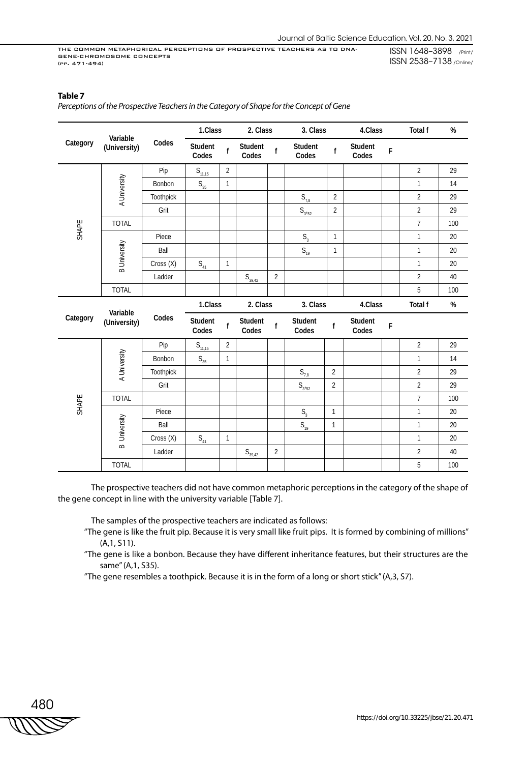**Table 7**

*Perceptions of the Prospective Teachers in the Category of Shape for the Concept of Gene*

| Category | Variable (University) | Codes | 1.Class | | 2. Class | | 3. Class | | 4.Class | | Total f | % |
|---|---|---|---|---|---|---|---|---|---|---|---|---|
| | | | Student Codes | f | Student Codes | f | Student Codes | f | Student Codes | F | | |
| SHAPE | A University | Pip | $S_{11,15}$ | 2 | | | | | | | 2 | 29 |
| | | Bonbon | $S_{35}$ | 1 | | | | | | | 1 | 14 |
| | | Toothpick | | | | | $S_{7,8}$ | 2 | | | 2 | 29 |
| | | Grit | | | | | $S_{3^*52}$ | 2 | | | 2 | 29 |
| | TOTAL | | | | | | | | | | 7 | 100 |
| | B University | Piece | | | | | $S_{3}$ | 1 | | | 1 | 20 |
| | | Ball | | | | | $S_{19}$ | 1 | | | 1 | 20 |
| | | Cross (X) | $S_{41}$ | 1 | | | | | | | 1 | 20 |
| | | Ladder | | | $S_{39,42}$ | 2 | | | | | 2 | 40 |
| | TOTAL | | | | | | | | | | 5 | 100 |
| Category | Variable (University) | Codes | 1.Class | | 2. Class | | 3. Class | | 4.Class | | Total f | % |
| | | | Student Codes | f | Student Codes | f | Student Codes | f | Student Codes | F | | |
| SHAPE | A University | Pip | $S_{11,15}$ | 2 | | | | | | | 2 | 29 |
| | | Bonbon | $S_{35}$ | 1 | | | | | | | 1 | 14 |
| | | Toothpick | | | | | $S_{7,8}$ | 2 | | | 2 | 29 |
| | | Grit | | | | | $S_{3^*52}$ | 2 | | | 2 | 29 |
| | TOTAL | | | | | | | | | | 7 | 100 |
| | B University | Piece | | | | | $S_{3}$ | 1 | | | 1 | 20 |
| | | Ball | | | | | $S_{19}$ | 1 | | | 1 | 20 |
| | | Cross (X) | $S_{41}$ | 1 | | | | | | | 1 | 20 |
| | | Ladder | | | $S_{39,42}$ | 2 | | | | | 2 | 40 |
| | TOTAL | | | | | | | | | | 5 | 100 |

The prospective teachers did not have common metaphoric perceptions in the category of the shape of the gene concept in line with the university variable [Table 7].

The samples of the prospective teachers are indicated as follows:

"The gene is like the fruit pip. Because it is very small like fruit pips. It is formed by combining of millions" (A,1, S11).

"The gene is like a bonbon. Because they have different inheritance features, but their structures are the same" (A,1, S35).

"The gene resembles a toothpick. Because it is in the form of a long or short stick" (A,3, S7).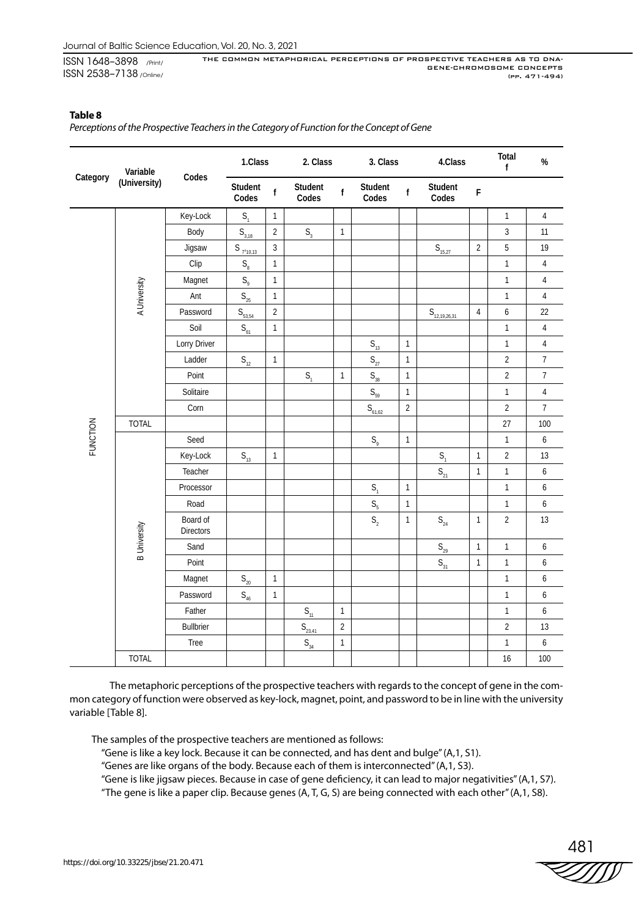**Table 8**

*Perceptions of the Prospective Teachers in the Category of Function for the Concept of Gene*

| Category | Variable (University) | Codes | 1.Class | | 2. Class | | 3. Class | | 4.Class | | Total | % |
|---|---|---|---|---|---|---|---|---|---|---|---|---|
| | | | Student Codes | f | Student Codes | f | Student Codes | f | Student Codes | F | f | |
| FUNCTION | A University | Key-Lock | $S_1$ | 1 | | | | | | | 1 | 4 |
| | | Body | $S_{3,18}$ | 2 | $S_3$ | 1 | | | | | 3 | 11 |
| | | Jigsaw | $S_{7,10,13}$ | 3 | | | | | $S_{15,27}$ | 2 | 5 | 19 |
| | | Clip | $S_8$ | 1 | | | | | | | 1 | 4 |
| | | Magnet | $S_9$ | 1 | | | | | | | 1 | 4 |
| | | Ant | $S_{25}$ | 1 | | | | | | | 1 | 4 |
| | | Password | $S_{53,54}$ | 2 | | | | | $S_{12,19,26,31}$ | 4 | 6 | 22 |
| | | Soil | $S_{61}$ | 1 | | | | | | | 1 | 4 |
| | | Lorry Driver | | | | | $S_{13}$ | 1 | | | 1 | 4 |
| | | Ladder | $S_{12}$ | 1 | | | $S_{27}$ | 1 | | | 2 | 7 |
| | | Point | | | $S_1$ | 1 | $S_{38}$ | 1 | | | 2 | 7 |
| | | Solitaire | | | | | $S_{59}$ | 1 | | | 1 | 4 |
| | | Corn | | | | | $S_{61,62}$ | 2 | | | 2 | 7 |
| | TOTAL | | | | | | | | | | 27 | 100 |
| | B University | Seed | | | | | $S_9$ | 1 | | | 1 | 6 |
| | | Key-Lock | $S_{13}$ | 1 | | | | | $S_1$ | 1 | 2 | 13 |
| | | Teacher | | | | | | | $S_{21}$ | 1 | 1 | 6 |
| | | Processor | | | | | $S_1$ | 1 | | | 1 | 6 |
| | | Road | | | | | $S_5$ | 1 | | | 1 | 6 |
| | | Board of Directors | | | | | $S_2$ | 1 | $S_{24}$ | 1 | 2 | 13 |
| | | Sand | | | | | | | $S_{29}$ | 1 | 1 | 6 |
| | | Point | | | | | | | $S_{31}$ | 1 | 1 | 6 |
| | | Magnet | $S_{20}$ | 1 | | | | | | | 1 | 6 |
| | | Password | $S_{46}$ | 1 | | | | | | | 1 | 6 |
| | | Father | | | $S_{11}$ | 1 | | | | | 1 | 6 |
| | | Bullbrier | | | $S_{23,41}$ | 2 | | | | | 2 | 13 |
| | | Tree | | | $S_{34}$ | 1 | | | | | 1 | 6 |
| | TOTAL | | | | | | | | | | 16 | 100 |

The metaphoric perceptions of the prospective teachers with regards to the concept of gene in the common category of function were observed as key-lock, magnet, point, and password to be in line with the university variable [Table 8].

The samples of the prospective teachers are mentioned as follows:

"Gene is like a key lock. Because it can be connected, and has dent and bulge" (A,1, S1).

"Genes are like organs of the body. Because each of them is interconnected" (A,1, S3).

"Gene is like jigsaw pieces. Because in case of gene deficiency, it can lead to major negativities" (A,1, S7).

"The gene is like a paper clip. Because genes (A, T, G, S) are being connected with each other" (A,1, S8).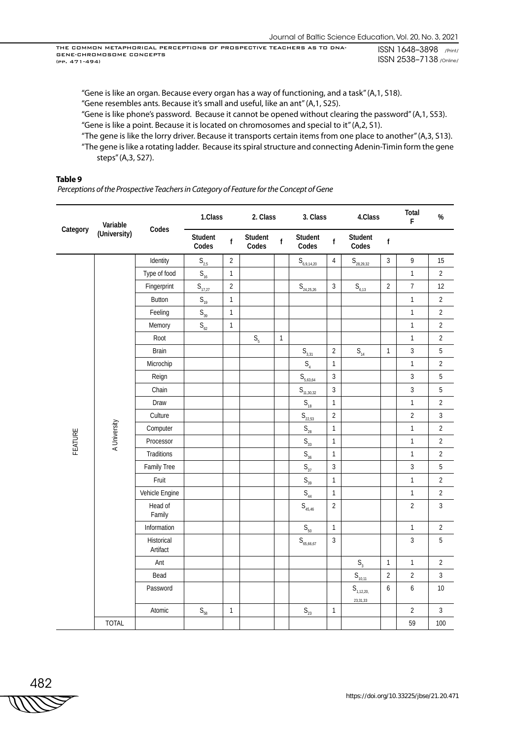"Gene is like an organ. Because every organ has a way of functioning, and a task" (A,1, S18).

"Gene resembles ants. Because it's small and useful, like an ant" (A,1, S25).

"Gene is like phone's password. Because it cannot be opened without clearing the password" (A,1, S53).

"Gene is like a point. Because it is located on chromosomes and special to it" (A,2, S1).

"The gene is like the lorry driver. Because it transports certain items from one place to another" (A,3, S13).

"The gene is like a rotating ladder. Because its spiral structure and connecting Adenin-Timin form the gene steps" (A,3, S27).

**Table 9**

*Perceptions of the Prospective Teachers in Category of Feature for the Concept of Gene*

| Category | Variable (University) | Codes | 1.Class | | 2. Class | | 3. Class | | 4.Class | | Total F | % |
|---|---|---|---|---|---|---|---|---|---|---|---|---|
| | | | Student Codes | f | Student Codes | f | Student Codes | f | Student Codes | f | | |
| FEATURE | A University | Identity | $S_{2,5}$ | 2 | | | $S_{6,9,14,20}$ | 4 | $S_{28,29,32}$ | 3 | 9 | 15 |
| | | Type of food | $S_{16}$ | 1 | | | | | | | 1 | 2 |
| | | Fingerprint | $S_{17,27}$ | 2 | | | $S_{24,25,26}$ | 3 | $S_{6,13}$ | 2 | 7 | 12 |
| | | Button | $S_{19}$ | 1 | | | | | | | 1 | 2 |
| | | Feeling | $S_{39}$ | 1 | | | | | | | 1 | 2 |
| | | Memory | $S_{62}$ | 1 | | | | | | | 1 | 2 |
| | | Root | | | $S_5$ | 1 | | | | | 1 | 2 |
| | | Brain | | | | | $S_{3,31}$ | 2 | $S_{14}$ | 1 | 3 | 5 |
| | | Microchip | | | | | $S_4$ | 1 | | | 1 | 2 |
| | | Reign | | | | | $S_{5,63,64}$ | 3 | | | 3 | 5 |
| | | Chain | | | | | $S_{11,30,32}$ | 3 | | | 3 | 5 |
| | | Draw | | | | | $S_{18}$ | 1 | | | 1 | 2 |
| | | Culture | | | | | $S_{22,53}$ | 2 | | | 2 | 3 |
| | | Computer | | | | | $S_{28}$ | 1 | | | 1 | 2 |
| | | Processor | | | | | $S_{33}$ | 1 | | | 1 | 2 |
| | | Traditions | | | | | $S_{36}$ | 1 | | | 1 | 2 |
| | | Family Tree | | | | | $S_{37}$ | 3 | | | 3 | 5 |
| | | Fruit | | | | | $S_{39}$ | 1 | | | 1 | 2 |
| | | Vehicle Engine | | | | | $S_{44}$ | 1 | | | 1 | 2 |
| | | Head of Family | | | | | $S_{45,46}$ | 2 | | | 2 | 3 |
| | | Information | | | | | $S_{50}$ | 1 | | | 1 | 2 |
| | | Historical Artifact | | | | | $S_{65,66,67}$ | 3 | | | 3 | 5 |
| | | Ant | | | | | | | $S_3$ | 1 | 1 | 2 |
| | | Bead | | | | | | | $S_{10,11}$ | 2 | 2 | 3 |
| | | Password | | | | | | | $S_{1,12,20,23,31,33}$ | 6 | 6 | 10 |
| | | Atomic | $S_{58}$ | 1 | | | $S_{23}$ | 1 | | | 2 | 3 |
| | TOTAL | | | | | | | | | | 59 | 100 |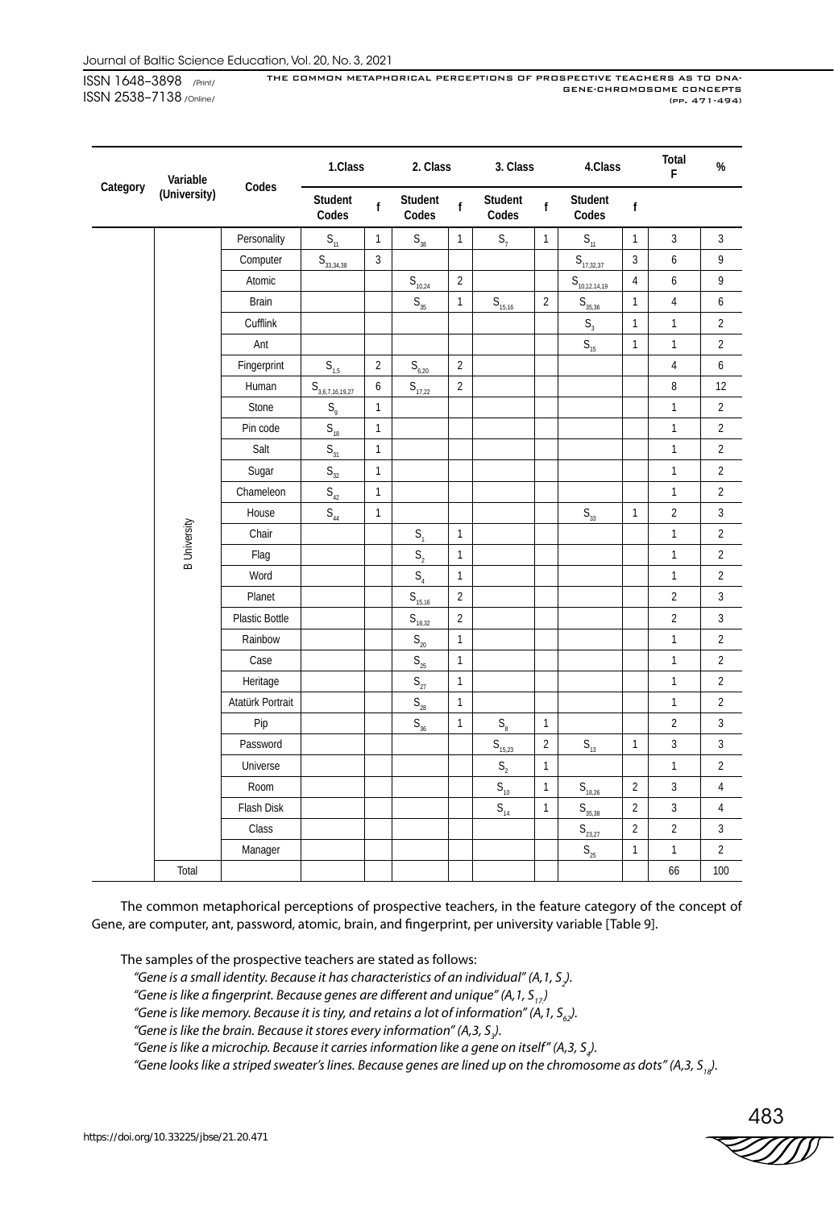| Category | Variable (University) | Codes | 1.Class | | 2. Class | | 3. Class | | 4.Class | | Total F | % |
|---|---|---|---|---|---|---|---|---|---|---|---|---|
| | | | Student Codes | f | Student Codes | f | Student Codes | f | Student Codes | f | | |
| | B University | Personality | $S_{11}$ | 1 | $S_{38}$ | 1 | $S_{7}$ | 1 | $S_{11}$ | 1 | 3 | 3 |
| | | Computer | $S_{33,34,38}$ | 3 | | | | | $S_{17,32,37}$ | 3 | 6 | 9 |
| | | Atomic | | | $S_{10,24}$ | 2 | | | $S_{10,12,14,19}$ | 4 | 6 | 9 |
| | | Brain | | | $S_{35}$ | 1 | $S_{15,16}$ | 2 | $S_{35,36}$ | 1 | 4 | 6 |
| | | Cufflink | | | | | | | $S_{3}$ | 1 | 1 | 2 |
| | | Ant | | | | | | | $S_{15}$ | 1 | 1 | 2 |
| | | Fingerprint | $S_{1,5}$ | 2 | $S_{6,20}$ | 2 | | | | | 4 | 6 |
| | | Human | $S_{3,6,7,16,19,27}$ | 6 | $S_{17,22}$ | 2 | | | | | 8 | 12 |
| | | Stone | $S_{9}$ | 1 | | | | | | | 1 | 2 |
| | | Pin code | $S_{18}$ | 1 | | | | | | | 1 | 2 |
| | | Salt | $S_{31}$ | 1 | | | | | | | 1 | 2 |
| | | Sugar | $S_{32}$ | 1 | | | | | | | 1 | 2 |
| | | Chameleon | $S_{42}$ | 1 | | | | | | | 1 | 2 |
| | | House | $S_{44}$ | 1 | | | | | $S_{33}$ | 1 | 2 | 3 |
| | | Chair | | | $S_{1}$ | 1 | | | | | 1 | 2 |
| | | Flag | | | $S_{2}$ | 1 | | | | | 1 | 2 |
| | | Word | | | $S_{4}$ | 1 | | | | | 1 | 2 |
| | | Planet | | | $S_{15,16}$ | 2 | | | | | 2 | 3 |
| | | Plastic Bottle | | | $S_{18,32}$ | 2 | | | | | 2 | 3 |
| | | Rainbow | | | $S_{20}$ | 1 | | | | | 1 | 2 |
| | | Case | | | $S_{25}$ | 1 | | | | | 1 | 2 |
| | | Heritage | | | $S_{27}$ | 1 | | | | | 1 | 2 |
| | | Atatürk Portrait | | | $S_{28}$ | 1 | | | | | 1 | 2 |
| | | Pip | | | $S_{36}$ | 1 | $S_{8}$ | 1 | | | 2 | 3 |
| | | Password | | | | | $S_{15,23}$ | 2 | $S_{13}$ | 1 | 3 | 3 |
| | | Universe | | | | | $S_{2}$ | 1 | | | 1 | 2 |
| | | Room | | | | | $S_{10}$ | 1 | $S_{18,26}$ | 2 | 3 | 4 |
| | | Flash Disk | | | | | $S_{14}$ | 1 | $S_{35,38}$ | 2 | 3 | 4 |
| | | Class | | | | | | | $S_{23,27}$ | 2 | 2 | 3 |
| | | Manager | | | | | | | $S_{25}$ | 1 | 1 | 2 |
| | Total | | | | | | | | | | 66 | 100 |

The common metaphorical perceptions of prospective teachers, in the feature category of the concept of Gene, are computer, ant, password, atomic, brain, and fingerprint, per university variable [Table 9].

The samples of the prospective teachers are stated as follows:

*"Gene is a small identity. Because it has characteristics of an individual" (A,1, $S_2$).*

*"Gene is like a fingerprint. Because genes are different and unique" (A,1, $S_{17}$)*

*"Gene is like memory. Because it is tiny, and retains a lot of information" (A,1, $S_{62}$).*

*"Gene is like the brain. Because it stores every information" (A,3, $S_3$).*

*"Gene is like a microchip. Because it carries information like a gene on itself" (A,3, $S_4$).*

*"Gene looks like a striped sweater's lines. Because genes are lined up on the chromosome as dots" (A,3, $S_{18}$).*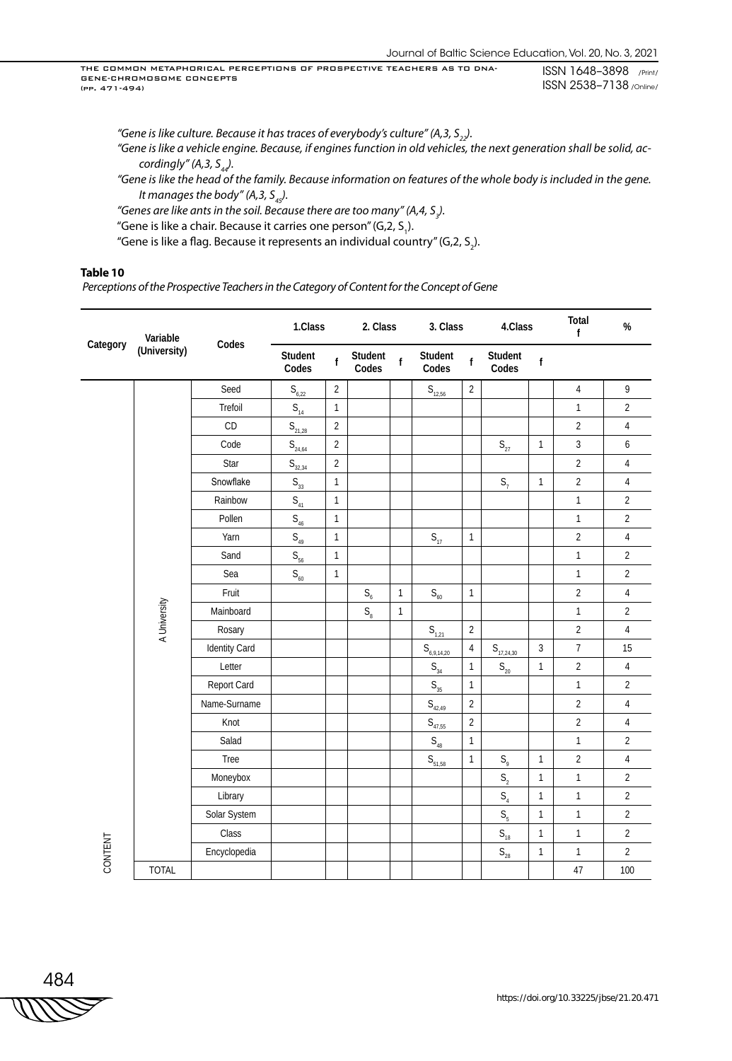"Gene is like culture. Because it has traces of everybody's culture" (A,3, $S_{22}$).

"Gene is like a vehicle engine. Because, if engines function in old vehicles, the next generation shall be solid, accordingly" (A,3, $S_{44}$).

"Gene is like the head of the family. Because information on features of the whole body is included in the gene. It manages the body" (A,3, $S_{45}$).

"Genes are like ants in the soil. Because there are too many" (A,4, $S_3$).

"Gene is like a chair. Because it carries one person" (G,2, $S_1$).

"Gene is like a flag. Because it represents an individual country" (G,2, $S_2$).

**Table 10**

*Perceptions of the Prospective Teachers in the Category of Content for the Concept of Gene*

| Category | Variable (University) | Codes | 1.Class | | 2. Class | | 3. Class | | 4.Class | | Total f | % |
|---|---|---|---|---|---|---|---|---|---|---|---|---|
| | | | Student Codes | f | Student Codes | f | Student Codes | f | Student Codes | f | | |
| CONTENT | A University | Seed | $S_{6,22}$ | 2 | | | $S_{12,56}$ | 2 | | | 4 | 9 |
| | | Trefoil | $S_{14}$ | 1 | | | | | | | 1 | 2 |
| | | CD | $S_{21,28}$ | 2 | | | | | | | 2 | 4 |
| | | Code | $S_{24,64}$ | 2 | | | | | $S_{27}$ | 1 | 3 | 6 |
| | | Star | $S_{32,34}$ | 2 | | | | | | | 2 | 4 |
| | | Snowflake | $S_{33}$ | 1 | | | | | $S_7$ | 1 | 2 | 4 |
| | | Rainbow | $S_{41}$ | 1 | | | | | | | 1 | 2 |
| | | Pollen | $S_{46}$ | 1 | | | | | | | 1 | 2 |
| | | Yarn | $S_{49}$ | 1 | | | $S_{17}$ | 1 | | | 2 | 4 |
| | | Sand | $S_{56}$ | 1 | | | | | | | 1 | 2 |
| | | Sea | $S_{60}$ | 1 | | | | | | | 1 | 2 |
| | | Fruit | | | $S_6$ | 1 | $S_{60}$ | 1 | | | 2 | 4 |
| | | Mainboard | | | $S_8$ | 1 | | | | | 1 | 2 |
| | | Rosary | | | | | $S_{1,21}$ | 2 | | | 2 | 4 |
| | | Identity Card | | | | | $S_{6,9,14,20}$ | 4 | $S_{17,24,30}$ | 3 | 7 | 15 |
| | | Letter | | | | | $S_{34}$ | 1 | $S_{20}$ | 1 | 2 | 4 |
| | | Report Card | | | | | $S_{35}$ | 1 | | | 1 | 2 |
| | | Name-Surname | | | | | $S_{42,49}$ | 2 | | | 2 | 4 |
| | | Knot | | | | | $S_{47,55}$ | 2 | | | 2 | 4 |
| | | Salad | | | | | $S_{48}$ | 1 | | | 1 | 2 |
| | | Tree | | | | | $S_{51,58}$ | 1 | $S_9$ | 1 | 2 | 4 |
| | | Moneybox | | | | | | | $S_2$ | 1 | 1 | 2 |
| | | Library | | | | | | | $S_4$ | 1 | 1 | 2 |
| | | Solar System | | | | | | | $S_5$ | 1 | 1 | 2 |
| | | Class | | | | | | | $S_{18}$ | 1 | 1 | 2 |
| | | Encyclopedia | | | | | | | $S_{28}$ | 1 | 1 | 2 |
| | TOTAL | | | | | | | | | | 47 | 100 |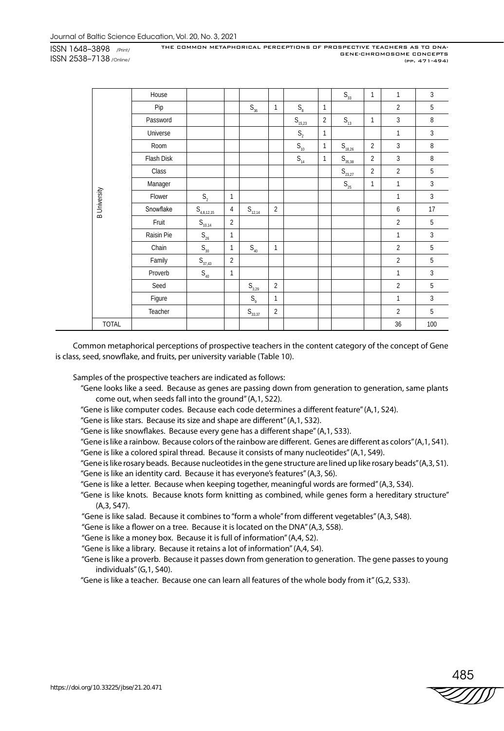| | | | | | | | | | | | |
|---|---|---|---|---|---|---|---|---|---|---|---|
| B University | House | | | | | | | $S_{33}$ | 1 | 1 | 3 |
| | Pip | | | $S_{36}$ | 1 | $S_{8}$ | 1 | | | 2 | 5 |
| | Password | | | | | $S_{15,23}$ | 2 | $S_{13}$ | 1 | 3 | 8 |
| | Universe | | | | | $S_{2}$ | 1 | | | 1 | 3 |
| | Room | | | | | $S_{10}$ | 1 | $S_{18,26}$ | 2 | 3 | 8 |
| | Flash Disk | | | | | $S_{14}$ | 1 | $S_{35,38}$ | 2 | 3 | 8 |
| | Class | | | | | | | $S_{23,27}$ | 2 | 2 | 5 |
| | Manager | | | | | | | $S_{25}$ | 1 | 1 | 3 |
| | Flower | $S_{2}$ | 1 | | | | | | | 1 | 3 |
| | Snowflake | $S_{4,8,12,15}$ | 4 | $S_{12,14}$ | 2 | | | | | 6 | 17 |
| | Fruit | $S_{10,14}$ | 2 | | | | | | | 2 | 5 |
| | Raisin Pie | $S_{26}$ | 1 | | | | | | | 1 | 3 |
| | Chain | $S_{30}$ | 1 | $S_{40}$ | 1 | | | | | 2 | 5 |
| | Family | $S_{37,43}$ | 2 | | | | | | | 2 | 5 |
| | Proverb | $S_{40}$ | 1 | | | | | | | 1 | 3 |
| | Seed | | | $S_{3,29}$ | 2 | | | | | 2 | 5 |
| | Figure | | | $S_{9}$ | 1 | | | | | 1 | 3 |
| | Teacher | | | $S_{33,37}$ | 2 | | | | | 2 | 5 |
| TOTAL | | | | | | | | | | 36 | 100 |

Common metaphorical perceptions of prospective teachers in the content category of the concept of Gene is class, seed, snowflake, and fruits, per university variable (Table 10).

Samples of the prospective teachers are indicated as follows:

"Gene looks like a seed. Because as genes are passing down from generation to generation, same plants come out, when seeds fall into the ground" (A,1, S22).

"Gene is like computer codes. Because each code determines a different feature" (A,1, S24).

"Gene is like stars. Because its size and shape are different" (A,1, S32).

"Gene is like snowflakes. Because every gene has a different shape" (A,1, S33).

"Gene is like a rainbow. Because colors of the rainbow are different. Genes are different as colors" (A,1, S41).

"Gene is like a colored spiral thread. Because it consists of many nucleotides" (A,1, S49).

"Gene is like rosary beads. Because nucleotides in the gene structure are lined up like rosary beads" (A,3, S1).

"Gene is like an identity card. Because it has everyone's features" (A,3, S6).

"Gene is like a letter. Because when keeping together, meaningful words are formed" (A,3, S34).

"Gene is like knots. Because knots form knitting as combined, while genes form a hereditary structure" (A,3, S47).

"Gene is like salad. Because it combines to "form a whole" from different vegetables" (A,3, S48).

"Gene is like a flower on a tree. Because it is located on the DNA" (A,3, S58).

"Gene is like a money box. Because it is full of information" (A,4, S2).

"Gene is like a library. Because it retains a lot of information" (A,4, S4).

"Gene is like a proverb. Because it passes down from generation to generation. The gene passes to young individuals" (G,1, S40).

"Gene is like a teacher. Because one can learn all features of the whole body from it" (G,2, S33).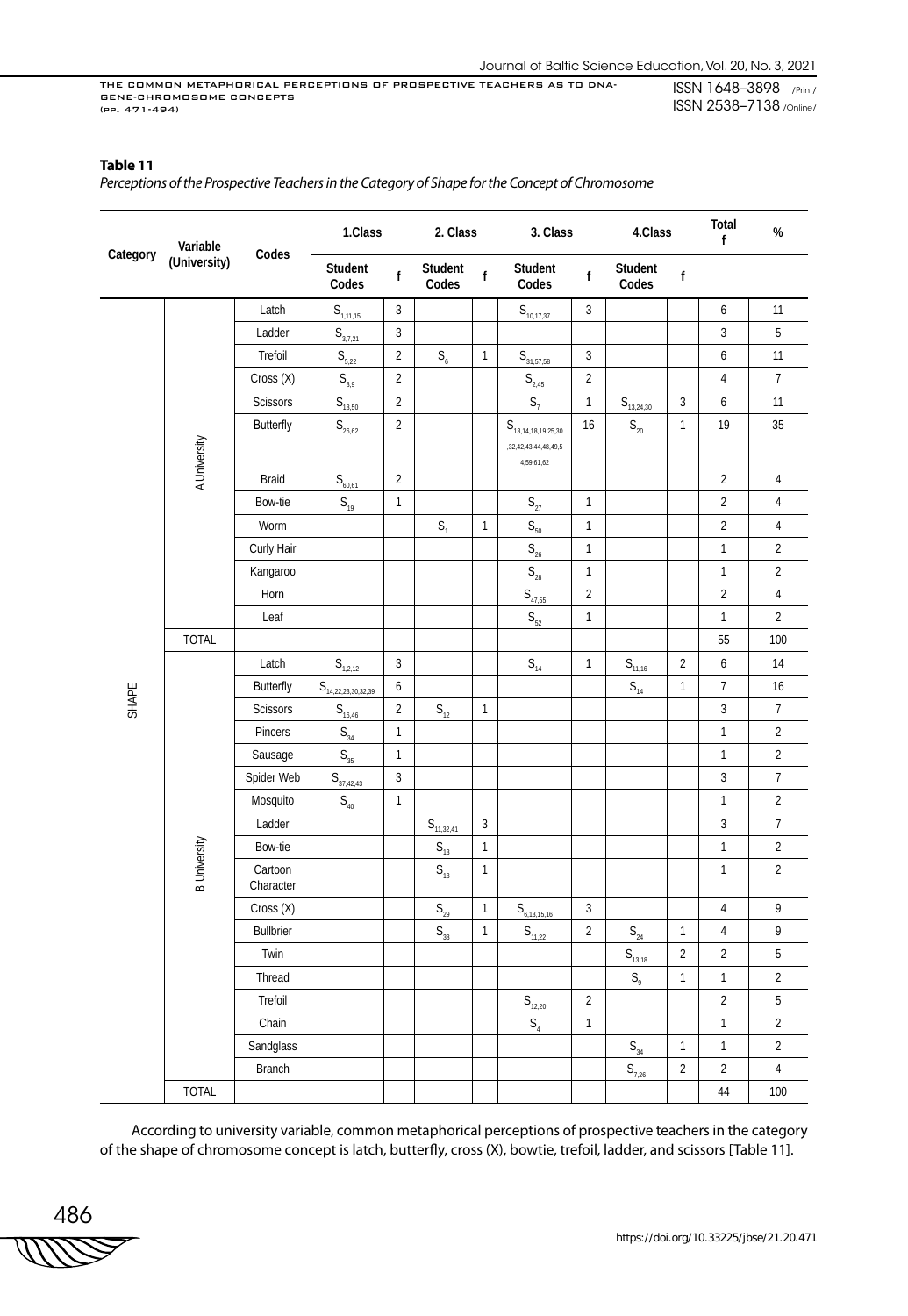**Table 11**

*Perceptions of the Prospective Teachers in the Category of Shape for the Concept of Chromosome*

| Category | Variable (University) | Codes | 1.Class | | 2. Class | | 3. Class | | 4.Class | | Total f | % |
|---|---|---|---|---|---|---|---|---|---|---|---|---|
| | | | Student Codes | f | Student Codes | f | Student Codes | f | Student Codes | f | | |
| SHAPE | A University | Latch | $S_{1,11,15}$ | 3 | | | $S_{10,17,37}$ | 3 | | | 6 | 11 |
| | | Ladder | $S_{3,7,21}$ | 3 | | | | | | | 3 | 5 |
| | | Trefoil | $S_{5,22}$ | 2 | $S_6$ | 1 | $S_{31,57,58}$ | 3 | | | 6 | 11 |
| | | Cross (X) | $S_{8,9}$ | 2 | | | $S_{2,45}$ | 2 | | | 4 | 7 |
| | | Scissors | $S_{18,50}$ | 2 | | | $S_7$ | 1 | $S_{13,24,30}$ | 3 | 6 | 11 |
| | | Butterfly | $S_{26,62}$ | 2 | | | $S_{13,14,18,19,25,30,32,42,43,44,48,49,54,59,61,62}$ | 16 | $S_{20}$ | 1 | 19 | 35 |
| | | Braid | $S_{60,61}$ | 2 | | | | | | | 2 | 4 |
| | | Bow-tie | $S_{19}$ | 1 | | | $S_{27}$ | 1 | | | 2 | 4 |
| | | Worm | | | $S_1$ | 1 | $S_{50}$ | 1 | | | 2 | 4 |
| | | Curly Hair | | | | | $S_{26}$ | 1 | | | 1 | 2 |
| | | Kangaroo | | | | | $S_{28}$ | 1 | | | 1 | 2 |
| | | Horn | | | | | $S_{47,55}$ | 2 | | | 2 | 4 |
| | | Leaf | | | | | $S_{52}$ | 1 | | | 1 | 2 |
| | TOTAL | | | | | | | | | | 55 | 100 |
| | B University | Latch | $S_{1,2,12}$ | 3 | | | $S_{14}$ | 1 | $S_{11,16}$ | 2 | 6 | 14 |
| | | Butterfly | $S_{14,22,23,30,32,39}$ | 6 | | | | | $S_{14}$ | 1 | 7 | 16 |
| | | Scissors | $S_{16,46}$ | 2 | $S_{12}$ | 1 | | | | | 3 | 7 |
| | | Pincers | $S_{34}$ | 1 | | | | | | | 1 | 2 |
| | | Sausage | $S_{35}$ | 1 | | | | | | | 1 | 2 |
| | | Spider Web | $S_{37,42,43}$ | 3 | | | | | | | 3 | 7 |
| | | Mosquito | $S_{40}$ | 1 | | | | | | | 1 | 2 |
| | | Ladder | | | $S_{11,32,41}$ | 3 | | | | | 3 | 7 |
| | | Bow-tie | | | $S_{13}$ | 1 | | | | | 1 | 2 |
| | | Cartoon Character | | | $S_{18}$ | 1 | | | | | 1 | 2 |
| | | Cross (X) | | | $S_{29}$ | 1 | $S_{6,13,15,16}$ | 3 | | | 4 | 9 |
| | | Bullbrier | | | $S_{38}$ | 1 | $S_{11,22}$ | 2 | $S_{24}$ | 1 | 4 | 9 |
| | | Twin | | | | | | | $S_{13,18}$ | 2 | 2 | 5 |
| | | Thread | | | | | | | $S_9$ | 1 | 1 | 2 |
| | | Trefoil | | | | | $S_{12,20}$ | 2 | | | 2 | 5 |
| | | Chain | | | | | $S_4$ | 1 | | | 1 | 2 |
| | | Sandglass | | | | | | | $S_{34}$ | 1 | 1 | 2 |
| | | Branch | | | | | | | $S_{7,26}$ | 2 | 2 | 4 |
| | TOTAL | | | | | | | | | | 44 | 100 |

According to university variable, common metaphorical perceptions of prospective teachers in the category of the shape of chromosome concept is latch, butterfly, cross (X), bowtie, trefoil, ladder, and scissors [Table 11].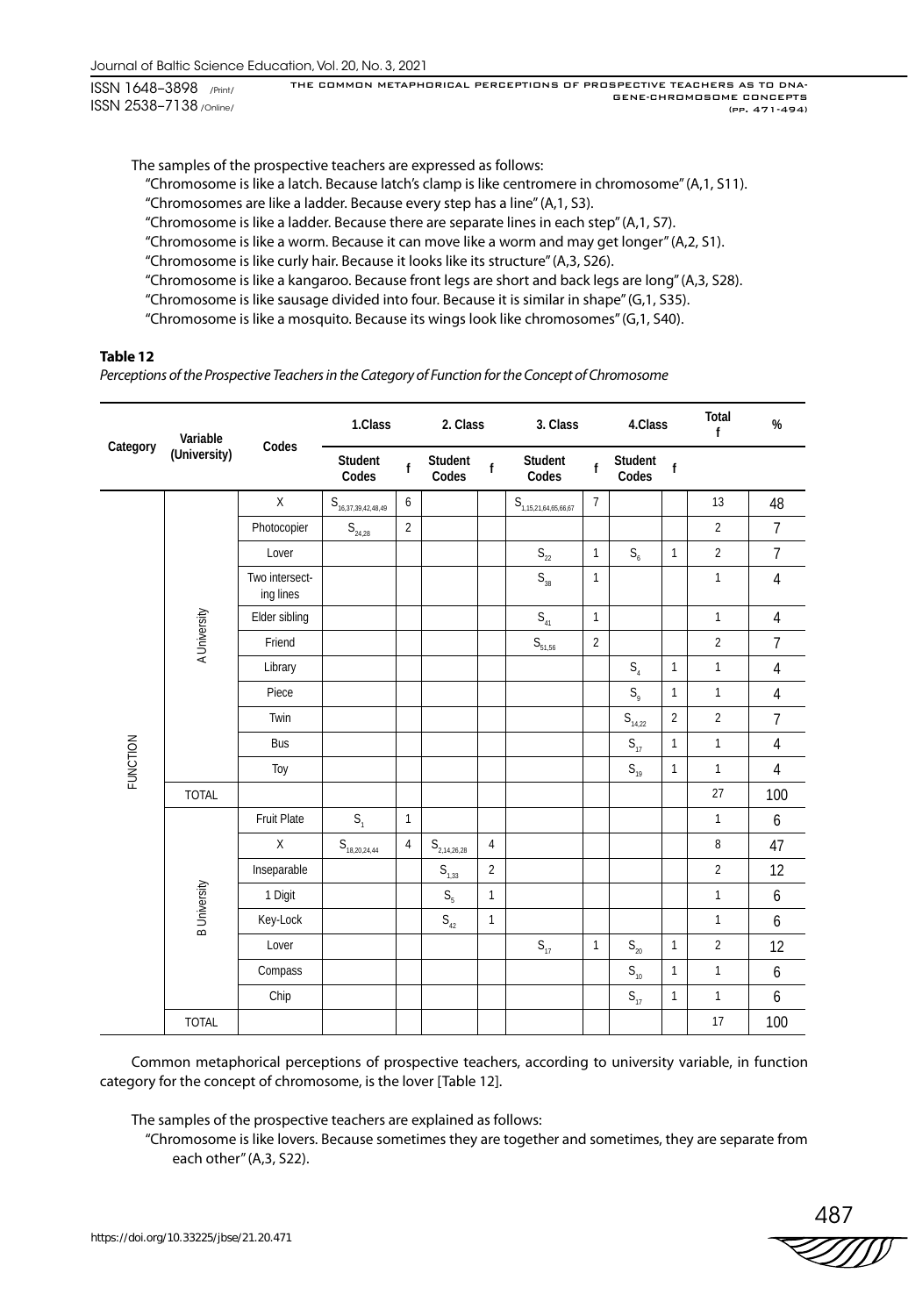The samples of the prospective teachers are expressed as follows:

"Chromosome is like a latch. Because latch's clamp is like centromere in chromosome" (A,1, S11).

"Chromosomes are like a ladder. Because every step has a line" (A,1, S3).

"Chromosome is like a ladder. Because there are separate lines in each step" (A,1, S7).

"Chromosome is like a worm. Because it can move like a worm and may get longer" (A,2, S1).

"Chromosome is like curly hair. Because it looks like its structure" (A,3, S26).

"Chromosome is like a kangaroo. Because front legs are short and back legs are long" (A,3, S28).

"Chromosome is like sausage divided into four. Because it is similar in shape" (G,1, S35).

"Chromosome is like a mosquito. Because its wings look like chromosomes" (G,1, S40).

**Table 12**

*Perceptions of the Prospective Teachers in the Category of Function for the Concept of Chromosome*

| Category | Variable (University) | Codes | 1.Class | | 2. Class | | 3. Class | | 4.Class | | Total f | % |
|---|---|---|---|---|---|---|---|---|---|---|---|---|
| | | | Student Codes | f | Student Codes | f | Student Codes | f | Student Codes | f | | |
| FUNCTION | A University | X | $S_{16,37,39,42,48,49}$ | 6 | | | $S_{1,15,21,64,65,66,67}$ | 7 | | | 13 | 48 |
| | | Photocopier | $S_{24,28}$ | 2 | | | | | | | 2 | 7 |
| | | Lover | | | | | $S_{22}$ | 1 | $S_{6}$ | 1 | 2 | 7 |
| | | Two intersecting lines | | | | | $S_{38}$ | 1 | | | 1 | 4 |
| | | Elder sibling | | | | | $S_{41}$ | 1 | | | 1 | 4 |
| | | Friend | | | | | $S_{51,56}$ | 2 | | | 2 | 7 |
| | | Library | | | | | | | $S_{4}$ | 1 | 1 | 4 |
| | | Piece | | | | | | | $S_{9}$ | 1 | 1 | 4 |
| | | Twin | | | | | | | $S_{14,22}$ | 2 | 2 | 7 |
| | | Bus | | | | | | | $S_{17}$ | 1 | 1 | 4 |
| | | Toy | | | | | | | $S_{19}$ | 1 | 1 | 4 |
| | TOTAL | | | | | | | | | | 27 | 100 |
| | B University | Fruit Plate | $S_{1}$ | 1 | | | | | | | 1 | 6 |
| | | X | $S_{18,20,24,44}$ | 4 | $S_{2,14,26,28}$ | 4 | | | | | 8 | 47 |
| | | Inseparable | | | $S_{1,33}$ | 2 | | | | | 2 | 12 |
| | | 1 Digit | | | $S_{5}$ | 1 | | | | | 1 | 6 |
| | | Key-Lock | | | $S_{42}$ | 1 | | | | | 1 | 6 |
| | | Lover | | | | | $S_{17}$ | 1 | $S_{20}$ | 1 | 2 | 12 |
| | | Compass | | | | | | | $S_{10}$ | 1 | 1 | 6 |
| | | Chip | | | | | | | $S_{17}$ | 1 | 1 | 6 |
| | TOTAL | | | | | | | | | | 17 | 100 |

Common metaphorical perceptions of prospective teachers, according to university variable, in function category for the concept of chromosome, is the lover [Table 12].

The samples of the prospective teachers are explained as follows:

"Chromosome is like lovers. Because sometimes they are together and sometimes, they are separate from each other" (A,3, S22).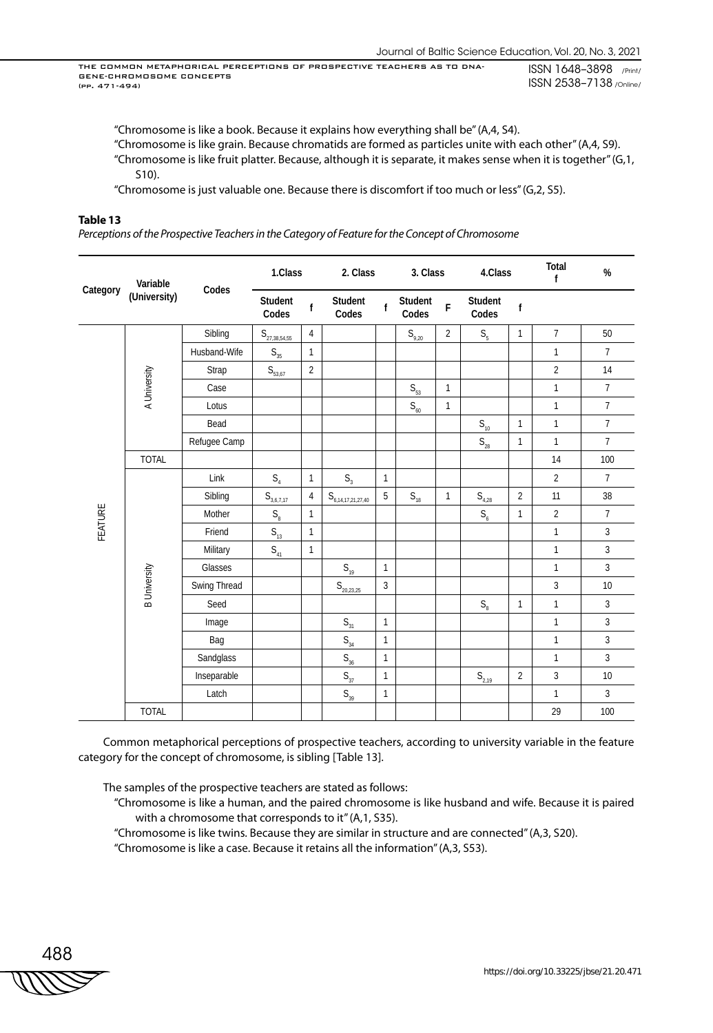"Chromosome is like a book. Because it explains how everything shall be" (A,4, S4).

"Chromosome is like grain. Because chromatids are formed as particles unite with each other" (A,4, S9).

"Chromosome is like fruit platter. Because, although it is separate, it makes sense when it is together" (G,1, S10).

"Chromosome is just valuable one. Because there is discomfort if too much or less" (G,2, S5).

**Table 13**

*Perceptions of the Prospective Teachers in the Category of Feature for the Concept of Chromosome*

| Category | Variable (University) | Codes | 1.Class | | 2. Class | | 3. Class | | 4.Class | | Total f | % |
|---|---|---|---|---|---|---|---|---|---|---|---|---|
| | | | Student Codes | f | Student Codes | f | Student Codes | F | Student Codes | f | | |
| FEATURE | A University | Sibling | $S_{27,38,54,55}$ | 4 | | | $S_{9,20}$ | 2 | $S_5$ | 1 | 7 | 50 |
| | | Husband-Wife | $S_{35}$ | 1 | | | | | | | 1 | 7 |
| | | Strap | $S_{53,67}$ | 2 | | | | | | | 2 | 14 |
| | | Case | | | | | $S_{53}$ | 1 | | | 1 | 7 |
| | | Lotus | | | | | $S_{60}$ | 1 | | | 1 | 7 |
| | | Bead | | | | | | | $S_{10}$ | 1 | 1 | 7 |
| | | Refugee Camp | | | | | | | $S_{28}$ | 1 | 1 | 7 |
| | TOTAL | | | | | | | | | | 14 | 100 |
| | B University | Link | $S_4$ | 1 | $S_3$ | 1 | | | | | 2 | 7 |
| | | Sibling | $S_{3,6,7,17}$ | 4 | $S_{6,14,17,21,27,40}$ | 5 | $S_{18}$ | 1 | $S_{4,28}$ | 2 | 11 | 38 |
| | | Mother | $S_8$ | 1 | | | | | $S_6$ | 1 | 2 | 7 |
| | | Friend | $S_{13}$ | 1 | | | | | | | 1 | 3 |
| | | Military | $S_{41}$ | 1 | | | | | | | 1 | 3 |
| | | Glasses | | | $S_{19}$ | 1 | | | | | 1 | 3 |
| | | Swing Thread | | | $S_{20,23,25}$ | 3 | | | | | 3 | 10 |
| | | Seed | | | | | | | $S_8$ | 1 | 1 | 3 |
| | | Image | | | $S_{31}$ | 1 | | | | | 1 | 3 |
| | | Bag | | | $S_{34}$ | 1 | | | | | 1 | 3 |
| | | Sandglass | | | $S_{36}$ | 1 | | | | | 1 | 3 |
| | | Inseparable | | | $S_{37}$ | 1 | | | $S_{2,19}$ | 2 | 3 | 10 |
| | | Latch | | | $S_{39}$ | 1 | | | | | 1 | 3 |
| | TOTAL | | | | | | | | | | 29 | 100 |

Common metaphorical perceptions of prospective teachers, according to university variable in the feature category for the concept of chromosome, is sibling [Table 13].

The samples of the prospective teachers are stated as follows:

"Chromosome is like a human, and the paired chromosome is like husband and wife. Because it is paired with a chromosome that corresponds to it" (A,1, S35).

"Chromosome is like twins. Because they are similar in structure and are connected" (A,3, S20).

"Chromosome is like a case. Because it retains all the information" (A,3, S53).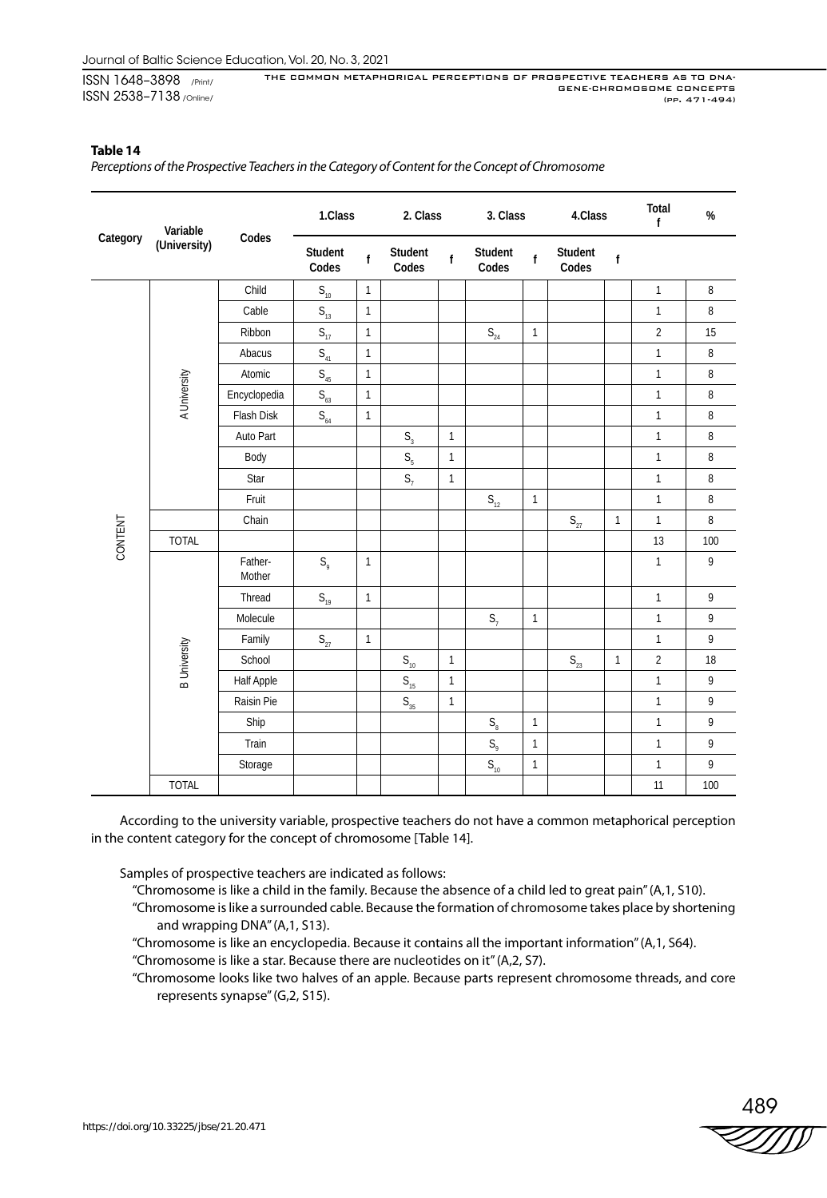**Table 14**

*Perceptions of the Prospective Teachers in the Category of Content for the Concept of Chromosome*

| Category | Variable (University) | Codes | 1.Class | | 2. Class | | 3. Class | | 4.Class | | Total f | % |
|---|---|---|---|---|---|---|---|---|---|---|---|---|
| | | | Student Codes | f | Student Codes | f | Student Codes | f | Student Codes | f | | |
| CONTENT | A University | Child | $S_{10}$ | 1 | | | | | | | 1 | 8 |
| | | Cable | $S_{13}$ | 1 | | | | | | | 1 | 8 |
| | | Ribbon | $S_{17}$ | 1 | | | $S_{24}$ | 1 | | | 2 | 15 |
| | | Abacus | $S_{41}$ | 1 | | | | | | | 1 | 8 |
| | | Atomic | $S_{45}$ | 1 | | | | | | | 1 | 8 |
| | | Encyclopedia | $S_{63}$ | 1 | | | | | | | 1 | 8 |
| | | Flash Disk | $S_{64}$ | 1 | | | | | | | 1 | 8 |
| | | Auto Part | | | $S_{3}$ | 1 | | | | | 1 | 8 |
| | | Body | | | $S_{5}$ | 1 | | | | | 1 | 8 |
| | | Star | | | $S_{7}$ | 1 | | | | | 1 | 8 |
| | | Fruit | | | | | $S_{12}$ | 1 | | | 1 | 8 |
| | | Chain | | | | | | | $S_{27}$ | 1 | 1 | 8 |
| | TOTAL | | | | | | | | | | 13 | 100 |
| | B University | Father-Mother | $S_{9}$ | 1 | | | | | | | 1 | 9 |
| | | Thread | $S_{19}$ | 1 | | | | | | | 1 | 9 |
| | | Molecule | | | | | $S_{7}$ | 1 | | | 1 | 9 |
| | | Family | $S_{27}$ | 1 | | | | | | | 1 | 9 |
| | | School | | | $S_{10}$ | 1 | | | $S_{23}$ | 1 | 2 | 18 |
| | | Half Apple | | | $S_{15}$ | 1 | | | | | 1 | 9 |
| | | Raisin Pie | | | $S_{35}$ | 1 | | | | | 1 | 9 |
| | | Ship | | | | | $S_{8}$ | 1 | | | 1 | 9 |
| | | Train | | | | | $S_{9}$ | 1 | | | 1 | 9 |
| | | Storage | | | | | $S_{10}$ | 1 | | | 1 | 9 |
| | TOTAL | | | | | | | | | | 11 | 100 |

According to the university variable, prospective teachers do not have a common metaphorical perception in the content category for the concept of chromosome [Table 14].

Samples of prospective teachers are indicated as follows:

"Chromosome is like a child in the family. Because the absence of a child led to great pain" (A,1, S10).

"Chromosome is like a surrounded cable. Because the formation of chromosome takes place by shortening and wrapping DNA" (A,1, S13).

"Chromosome is like an encyclopedia. Because it contains all the important information" (A,1, S64).

"Chromosome is like a star. Because there are nucleotides on it" (A,2, S7).

"Chromosome looks like two halves of an apple. Because parts represent chromosome threads, and core represents synapse" (G,2, S15).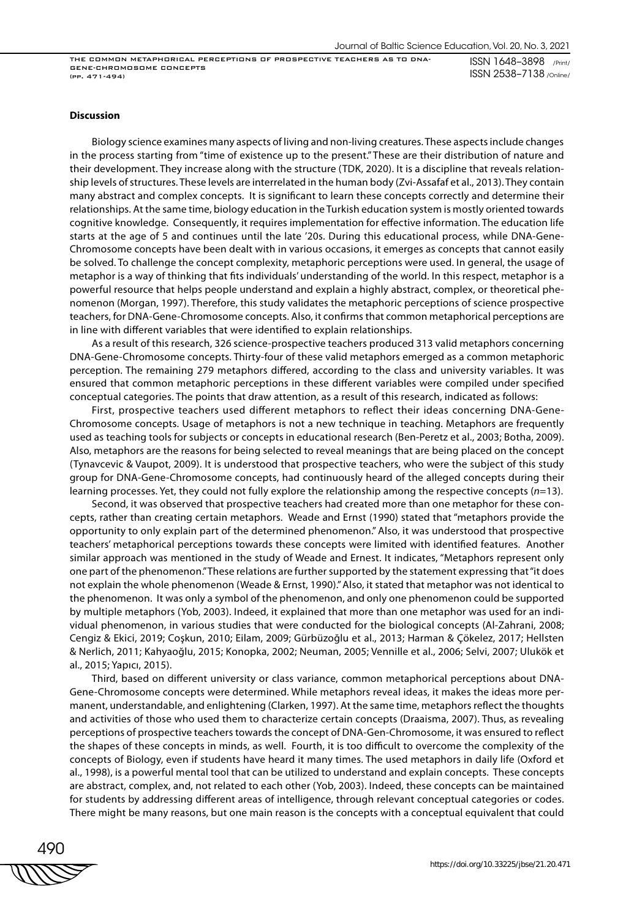**Discussion**

Biology science examines many aspects of living and non-living creatures. These aspects include changes in the process starting from "time of existence up to the present." These are their distribution of nature and their development. They increase along with the structure (TDK, 2020). It is a discipline that reveals relationship levels of structures. These levels are interrelated in the human body (Zvi-Assafaf et al., 2013). They contain many abstract and complex concepts. It is significant to learn these concepts correctly and determine their relationships. At the same time, biology education in the Turkish education system is mostly oriented towards cognitive knowledge. Consequently, it requires implementation for effective information. The education life starts at the age of 5 and continues until the late '20s. During this educational process, while DNA-Gene-Chromosome concepts have been dealt with in various occasions, it emerges as concepts that cannot easily be solved. To challenge the concept complexity, metaphoric perceptions were used. In general, the usage of metaphor is a way of thinking that fits individuals' understanding of the world. In this respect, metaphor is a powerful resource that helps people understand and explain a highly abstract, complex, or theoretical phenomenon (Morgan, 1997). Therefore, this study validates the metaphoric perceptions of science prospective teachers, for DNA-Gene-Chromosome concepts. Also, it confirms that common metaphorical perceptions are in line with different variables that were identified to explain relationships.

As a result of this research, 326 science-prospective teachers produced 313 valid metaphors concerning DNA-Gene-Chromosome concepts. Thirty-four of these valid metaphors emerged as a common metaphoric perception. The remaining 279 metaphors differed, according to the class and university variables. It was ensured that common metaphoric perceptions in these different variables were compiled under specified conceptual categories. The points that draw attention, as a result of this research, indicated as follows:

First, prospective teachers used different metaphors to reflect their ideas concerning DNA-Gene-Chromosome concepts. Usage of metaphors is not a new technique in teaching. Metaphors are frequently used as teaching tools for subjects or concepts in educational research (Ben-Peretz et al., 2003; Botha, 2009). Also, metaphors are the reasons for being selected to reveal meanings that are being placed on the concept (Tynavcevic & Vaupot, 2009). It is understood that prospective teachers, who were the subject of this study group for DNA-Gene-Chromosome concepts, had continuously heard of the alleged concepts during their learning processes. Yet, they could not fully explore the relationship among the respective concepts (*n*=13).

Second, it was observed that prospective teachers had created more than one metaphor for these concepts, rather than creating certain metaphors. Weade and Ernst (1990) stated that "metaphors provide the opportunity to only explain part of the determined phenomenon." Also, it was understood that prospective teachers' metaphorical perceptions towards these concepts were limited with identified features. Another similar approach was mentioned in the study of Weade and Ernest. It indicates, "Metaphors represent only one part of the phenomenon." These relations are further supported by the statement expressing that "it does not explain the whole phenomenon (Weade & Ernst, 1990)." Also, it stated that metaphor was not identical to the phenomenon. It was only a symbol of the phenomenon, and only one phenomenon could be supported by multiple metaphors (Yob, 2003). Indeed, it explained that more than one metaphor was used for an individual phenomenon, in various studies that were conducted for the biological concepts (Al-Zahrani, 2008; Cengiz & Ekici, 2019; Coşkun, 2010; Eilam, 2009; Gürbüzoğlu et al., 2013; Harman & Çökelez, 2017; Hellsten & Nerlich, 2011; Kahyaoğlu, 2015; Konopka, 2002; Neuman, 2005; Vennille et al., 2006; Selvi, 2007; Ulukök et al., 2015; Yapıcı, 2015).

Third, based on different university or class variance, common metaphorical perceptions about DNA-Gene-Chromosome concepts were determined. While metaphors reveal ideas, it makes the ideas more permanent, understandable, and enlightening (Clarken, 1997). At the same time, metaphors reflect the thoughts and activities of those who used them to characterize certain concepts (Draaisma, 2007). Thus, as revealing perceptions of prospective teachers towards the concept of DNA-Gen-Chromosome, it was ensured to reflect the shapes of these concepts in minds, as well. Fourth, it is too difficult to overcome the complexity of the concepts of Biology, even if students have heard it many times. The used metaphors in daily life (Oxford et al., 1998), is a powerful mental tool that can be utilized to understand and explain concepts. These concepts are abstract, complex, and, not related to each other (Yob, 2003). Indeed, these concepts can be maintained for students by addressing different areas of intelligence, through relevant conceptual categories or codes. There might be many reasons, but one main reason is the concepts with a conceptual equivalent that could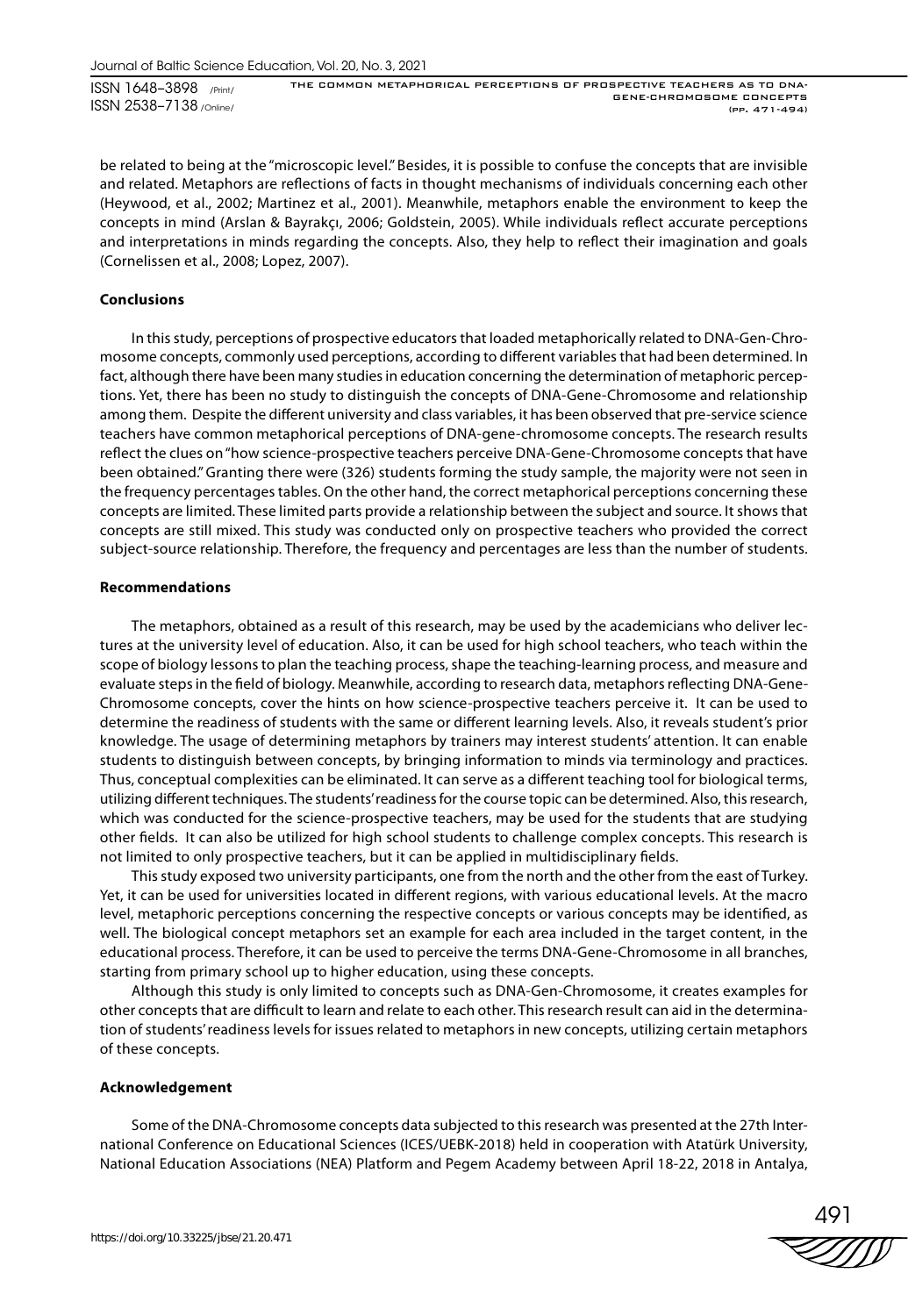be related to being at the "microscopic level." Besides, it is possible to confuse the concepts that are invisible and related. Metaphors are reflections of facts in thought mechanisms of individuals concerning each other (Heywood, et al., 2002; Martinez et al., 2001). Meanwhile, metaphors enable the environment to keep the concepts in mind (Arslan & Bayrakçı, 2006; Goldstein, 2005). While individuals reflect accurate perceptions and interpretations in minds regarding the concepts. Also, they help to reflect their imagination and goals (Cornelissen et al., 2008; Lopez, 2007).

**Conclusions**

In this study, perceptions of prospective educators that loaded metaphorically related to DNA-Gen-Chromosome concepts, commonly used perceptions, according to different variables that had been determined. In fact, although there have been many studies in education concerning the determination of metaphoric perceptions. Yet, there has been no study to distinguish the concepts of DNA-Gene-Chromosome and relationship among them. Despite the different university and class variables, it has been observed that pre-service science teachers have common metaphorical perceptions of DNA-gene-chromosome concepts. The research results reflect the clues on "how science-prospective teachers perceive DNA-Gene-Chromosome concepts that have been obtained." Granting there were (326) students forming the study sample, the majority were not seen in the frequency percentages tables. On the other hand, the correct metaphorical perceptions concerning these concepts are limited. These limited parts provide a relationship between the subject and source. It shows that concepts are still mixed. This study was conducted only on prospective teachers who provided the correct subject-source relationship. Therefore, the frequency and percentages are less than the number of students.

**Recommendations**

The metaphors, obtained as a result of this research, may be used by the academicians who deliver lectures at the university level of education. Also, it can be used for high school teachers, who teach within the scope of biology lessons to plan the teaching process, shape the teaching-learning process, and measure and evaluate steps in the field of biology. Meanwhile, according to research data, metaphors reflecting DNA-Gene-Chromosome concepts, cover the hints on how science-prospective teachers perceive it. It can be used to determine the readiness of students with the same or different learning levels. Also, it reveals student's prior knowledge. The usage of determining metaphors by trainers may interest students' attention. It can enable students to distinguish between concepts, by bringing information to minds via terminology and practices. Thus, conceptual complexities can be eliminated. It can serve as a different teaching tool for biological terms, utilizing different techniques. The students' readiness for the course topic can be determined. Also, this research, which was conducted for the science-prospective teachers, may be used for the students that are studying other fields. It can also be utilized for high school students to challenge complex concepts. This research is not limited to only prospective teachers, but it can be applied in multidisciplinary fields.

This study exposed two university participants, one from the north and the other from the east of Turkey. Yet, it can be used for universities located in different regions, with various educational levels. At the macro level, metaphoric perceptions concerning the respective concepts or various concepts may be identified, as well. The biological concept metaphors set an example for each area included in the target content, in the educational process. Therefore, it can be used to perceive the terms DNA-Gene-Chromosome in all branches, starting from primary school up to higher education, using these concepts.

Although this study is only limited to concepts such as DNA-Gen-Chromosome, it creates examples for other concepts that are difficult to learn and relate to each other. This research result can aid in the determination of students' readiness levels for issues related to metaphors in new concepts, utilizing certain metaphors of these concepts.

**Acknowledgement**

Some of the DNA-Chromosome concepts data subjected to this research was presented at the 27th International Conference on Educational Sciences (ICES/UEBK-2018) held in cooperation with Atatürk University, National Education Associations (NEA) Platform and Pegem Academy between April 18-22, 2018 in Antalya,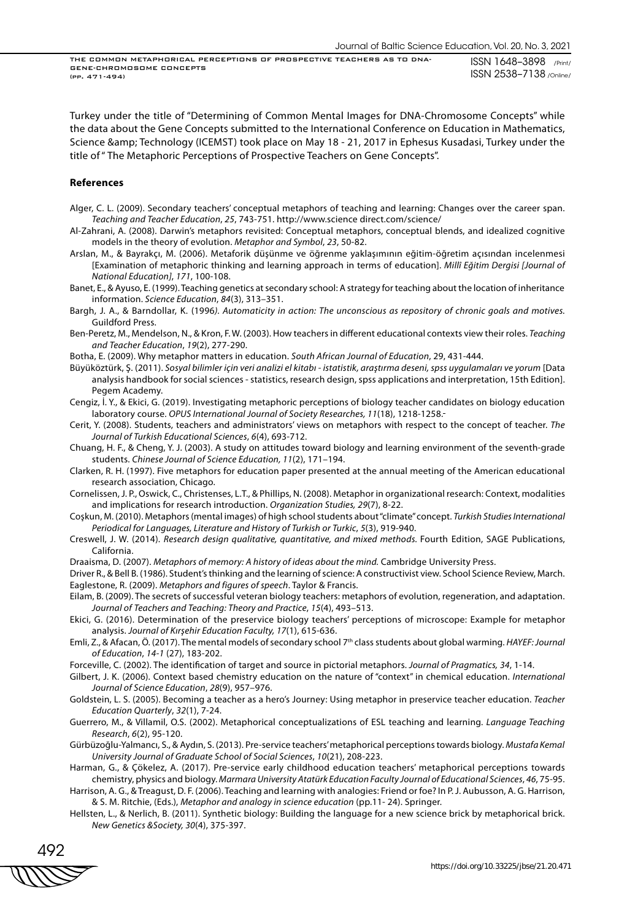Turkey under the title of "Determining of Common Mental Images for DNA-Chromosome Concepts" while the data about the Gene Concepts submitted to the International Conference on Education in Mathematics, Science &amp; Technology (ICEMST) took place on May 18 - 21, 2017 in Ephesus Kusadasi, Turkey under the title of " The Metaphoric Perceptions of Prospective Teachers on Gene Concepts".

## References

Alger, C. L. (2009). Secondary teachers' conceptual metaphors of teaching and learning: Changes over the career span. *Teaching and Teacher Education*, *25*, 743-751. http://www.science direct.com/science/

Al-Zahrani, A. (2008). Darwin's metaphors revisited: Conceptual metaphors, conceptual blends, and idealized cognitive models in the theory of evolution. *Metaphor and Symbol*, *23*, 50-82.

Arslan, M., & Bayrakçı, M. (2006). Metaforik düşünme ve öğrenme yaklaşımının eğitim-öğretim açısından incelenmesi [Examination of metaphoric thinking and learning approach in terms of education]. *Millî Eğitim Dergisi [Journal of National Education]*, *171*, 100-108.

Banet, E., & Ayuso, E. (1999). Teaching genetics at secondary school: A strategy for teaching about the location of inheritance information. *Science Education*, *84*(3), 313–351.

Bargh, J. A., & Barndollar, K. (1996*). Automaticity in action: The unconscious as repository of chronic goals and motives.* Guildford Press.

Ben-Peretz, M., Mendelson, N., & Kron, F. W. (2003). How teachers in different educational contexts view their roles. *Teaching and Teacher Education*, *19*(2), 277-290.

Botha, E. (2009). Why metaphor matters in education. *South African Journal of Education*, 29, 431-444.

Büyüköztürk, Ş. (2011). *Sosyal bilimler için veri analizi el kitabı - istatistik, araştırma deseni, spss uygulamaları ve yorum* [Data analysis handbook for social sciences - statistics, research design, spss applications and interpretation, 15th Edition]. Pegem Academy.

Cengiz, İ. Y., & Ekici, G. (2019). Investigating metaphoric perceptions of biology teacher candidates on biology education laboratory course. *OPUS International Journal of Society Researches, 11*(18), 1218-1258.

Cerit, Y. (2008). Students, teachers and administrators' views on metaphors with respect to the concept of teacher. *The Journal of Turkish Educational Sciences*, *6*(4), 693-712.

Chuang, H. F., & Cheng, Y. J. (2003). A study on attitudes toward biology and learning environment of the seventh-grade students. *Chinese Journal of Science Education, 11*(2), 171–194.

Clarken, R. H. (1997). Five metaphors for education paper presented at the annual meeting of the American educational research association, Chicago.

Cornelissen, J. P., Oswick, C., Christenses, L.T., & Phillips, N. (2008). Metaphor in organizational research: Context, modalities and implications for research introduction. *Organization Studies, 29*(7), 8-22.

Coşkun, M. (2010). Metaphors (mental images) of high school students about "climate" concept. *Turkish Studies International Periodical for Languages, Literature and History of Turkish or Turkic*, *5*(3), 919-940.

Creswell, J. W. (2014). *Research design qualitative, quantitative, and mixed methods.* Fourth Edition, SAGE Publications, California.

Draaisma, D. (2007). *Metaphors of memory: A history of ideas about the mind.* Cambridge University Press.

Driver R., & Bell B. (1986). Student's thinking and the learning of science: A constructivist view. School Science Review, March.

Eaglestone, R. (2009). *Metaphors and figures of speech*. Taylor & Francis.

Eilam, B. (2009). The secrets of successful veteran biology teachers: metaphors of evolution, regeneration, and adaptation. *Journal of Teachers and Teaching: Theory and Practice*, *15*(4), 493–513.

Ekici, G. (2016). Determination of the preservice biology teachers' perceptions of microscope: Example for metaphor analysis. *Journal of Kırşehir Education Faculty, 17*(1), 615-636.

Emli, Z., & Afacan, Ö. (2017). The mental models of secondary school 7th class students about global warming. *HAYEF: Journal of Education*, *14-1* (27), 183-202.

Forceville, C. (2002). The identification of target and source in pictorial metaphors. *Journal of Pragmatics, 34*, 1-14.

Gilbert, J. K. (2006). Context based chemistry education on the nature of "context" in chemical education. *International Journal of Science Education*, *28*(9), 957–976.

Goldstein, L. S. (2005). Becoming a teacher as a hero's Journey: Using metaphor in preservice teacher education. *Teacher Education Quarterly*, *32*(1), 7-24.

Guerrero, M., & Villamil, O.S. (2002). Metaphorical conceptualizations of ESL teaching and learning. *Language Teaching Research*, *6*(2), 95-120.

Gürbüzoğlu-Yalmancı, S., & Aydın, S. (2013). Pre-service teachers' metaphorical perceptions towards biology. *Mustafa Kemal University Journal of Graduate School of Social Sciences*, *10*(21), 208-223.

Harman, G., & Çökelez, A. (2017). Pre-service early childhood education teachers' metaphorical perceptions towards chemistry, physics and biology. *Marmara University Atatürk Education Faculty Journal of Educational Sciences*, *46*, 75-95.

Harrison, A. G., & Treagust, D. F. (2006). Teaching and learning with analogies: Friend or foe? In P. J. Aubusson, A. G. Harrison, & S. M. Ritchie, (Eds.), *Metaphor and analogy in science education* (pp.11- 24). Springer.

Hellsten, L., & Nerlich, B. (2011). Synthetic biology: Building the language for a new science brick by metaphorical brick. *New Genetics &Society, 30*(4), 375-397.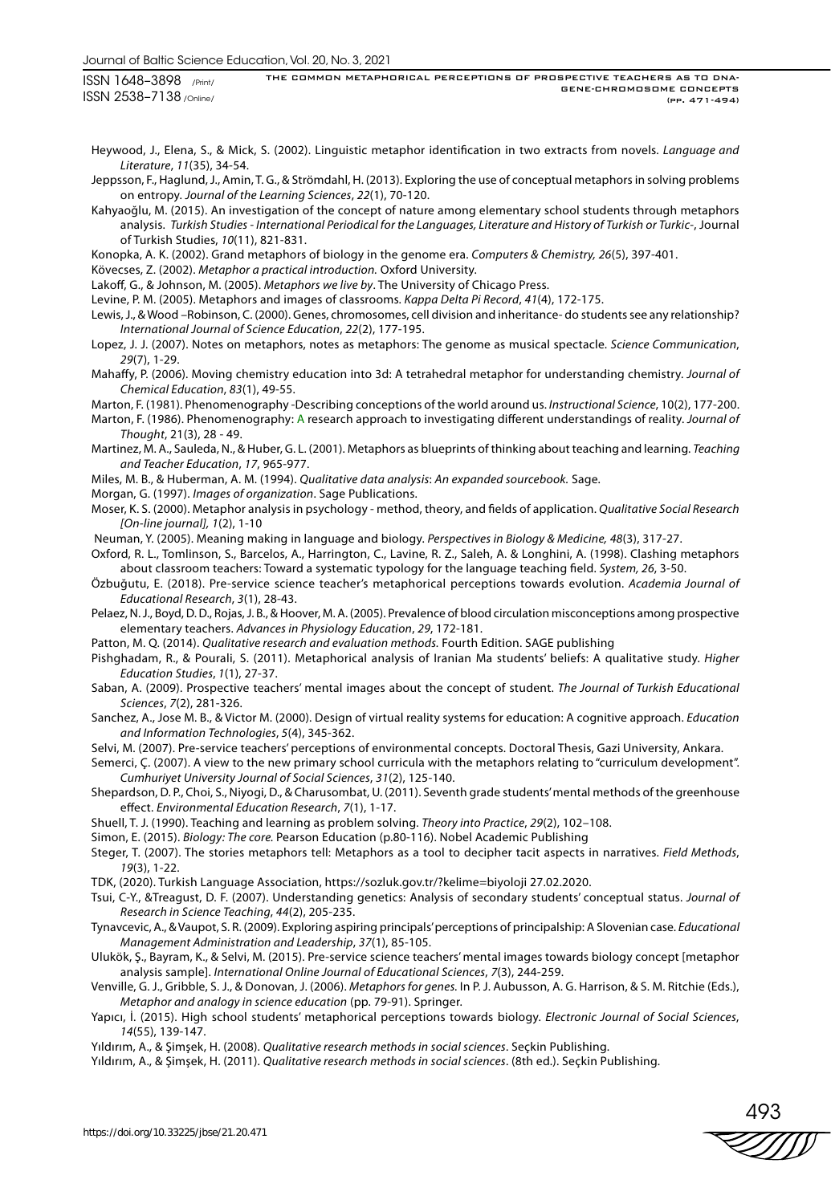Heywood, J., Elena, S., & Mick, S. (2002). Linguistic metaphor identification in two extracts from novels. *Language and Literature*, *11*(35), 34-54.

Jeppsson, F., Haglund, J., Amin, T. G., & Strömdahl, H. (2013). Exploring the use of conceptual metaphors in solving problems on entropy. *Journal of the Learning Sciences*, *22*(1), 70-120.

Kahyaoğlu, M. (2015). An investigation of the concept of nature among elementary school students through metaphors analysis. *Turkish Studies - International Periodical for the Languages, Literature and History of Turkish or Turkic-*, Journal of Turkish Studies, *10*(11), 821-831.

Konopka, A. K. (2002). Grand metaphors of biology in the genome era. *Computers & Chemistry, 26*(5), 397-401.

Kövecses, Z. (2002). *Metaphor a practical introduction.* Oxford University.

Lakoff, G., & Johnson, M. (2005). *Metaphors we live by*. The University of Chicago Press.

Levine, P. M. (2005). Metaphors and images of classrooms. *Kappa Delta Pi Record*, *41*(4), 172-175.

Lewis, J., & Wood –Robinson, C. (2000). Genes, chromosomes, cell division and inheritance- do students see any relationship? *International Journal of Science Education*, *22*(2), 177-195.

Lopez, J. J. (2007). Notes on metaphors, notes as metaphors: The genome as musical spectacle. *Science Communication*, *29*(7), 1-29.

Mahaffy, P. (2006). Moving chemistry education into 3d: A tetrahedral metaphor for understanding chemistry. *Journal of Chemical Education*, *83*(1), 49-55.

Marton, F. (1981). Phenomenography -Describing conceptions of the world around us. *Instructional Science*, 10(2), 177-200.

Marton, F. (1986). Phenomenography: A research approach to investigating different understandings of reality. *Journal of Thought*, 21(3), 28 - 49.

Martinez, M. A., Sauleda, N., & Huber, G. L. (2001). Metaphors as blueprints of thinking about teaching and learning. *Teaching and Teacher Education*, *17*, 965-977.

Miles, M. B., & Huberman, A. M. (1994). *Qualitative data analysis*: *An expanded sourcebook.* Sage.

Morgan, G. (1997). *Images of organization*. Sage Publications.

Moser, K. S. (2000). Metaphor analysis in psychology - method, theory, and fields of application. *Qualitative Social Research [On-line journal], 1*(2), 1-10

Neuman, Y. (2005). Meaning making in language and biology. *Perspectives in Biology & Medicine, 48*(3), 317-27.

Oxford, R. L., Tomlinson, S., Barcelos, A., Harrington, C., Lavine, R. Z., Saleh, A. & Longhini, A. (1998). Clashing metaphors about classroom teachers: Toward a systematic typology for the language teaching field. *System, 26*, 3-50.

Özbuğutu, E. (2018). Pre-service science teacher's metaphorical perceptions towards evolution. *Academia Journal of Educational Research*, *3*(1), 28-43.

Pelaez, N. J., Boyd, D. D., Rojas, J. B., & Hoover, M. A. (2005). Prevalence of blood circulation misconceptions among prospective elementary teachers. *Advances in Physiology Education*, *29*, 172-181.

Patton, M. Q. (2014). *Qualitative research and evaluation methods.* Fourth Edition. SAGE publishing

Pishghadam, R., & Pourali, S. (2011). Metaphorical analysis of Iranian Ma students' beliefs: A qualitative study. *Higher Education Studies*, *1*(1), 27-37.

Saban, A. (2009). Prospective teachers' mental images about the concept of student. *The Journal of Turkish Educational Sciences*, *7*(2), 281-326.

Sanchez, A., Jose M. B., & Victor M. (2000). Design of virtual reality systems for education: A cognitive approach. *Education and Information Technologies*, *5*(4), 345-362.

Selvi, M. (2007). Pre-service teachers' perceptions of environmental concepts. Doctoral Thesis, Gazi University, Ankara.

Semerci, Ç. (2007). A view to the new primary school curricula with the metaphors relating to "curriculum development". *Cumhuriyet University Journal of Social Sciences*, *31*(2), 125-140.

Shepardson, D. P., Choi, S., Niyogi, D., & Charusombat, U. (2011). Seventh grade students' mental methods of the greenhouse effect. *Environmental Education Research*, *7*(1), 1-17.

Shuell, T. J. (1990). Teaching and learning as problem solving. *Theory into Practice*, *29*(2), 102–108.

Simon, E. (2015). *Biology: The core.* Pearson Education (p.80-116). Nobel Academic Publishing

Steger, T. (2007). The stories metaphors tell: Metaphors as a tool to decipher tacit aspects in narratives. *Field Methods*, *19*(3), 1-22.

TDK, (2020). Turkish Language Association, https://sozluk.gov.tr/?kelime=biyoloji 27.02.2020.

Tsui, C-Y., &Treagust, D. F. (2007). Understanding genetics: Analysis of secondary students' conceptual status. *Journal of Research in Science Teaching*, *44*(2), 205-235.

Tynavcevic, A., & Vaupot, S. R. (2009). Exploring aspiring principals' perceptions of principalship: A Slovenian case. *Educational Management Administration and Leadership*, *37*(1), 85-105.

Ulukök, Ş., Bayram, K., & Selvi, M. (2015). Pre-service science teachers' mental images towards biology concept [metaphor analysis sample]. *International Online Journal of Educational Sciences*, *7*(3), 244-259.

Venville, G. J., Gribble, S. J., & Donovan, J. (2006). *Metaphors for genes.* In P. J. Aubusson, A. G. Harrison, & S. M. Ritchie (Eds.), *Metaphor and analogy in science education* (pp. 79-91). Springer.

Yapıcı, İ. (2015). High school students' metaphorical perceptions towards biology. *Electronic Journal of Social Sciences*, *14*(55), 139-147.

Yıldırım, A., & Şimşek, H. (2008). *Qualitative research methods in social sciences*. Seçkin Publishing.

Yıldırım, A., & Şimşek, H. (2011). *Qualitative research methods in social sciences*. (8th ed.). Seçkin Publishing.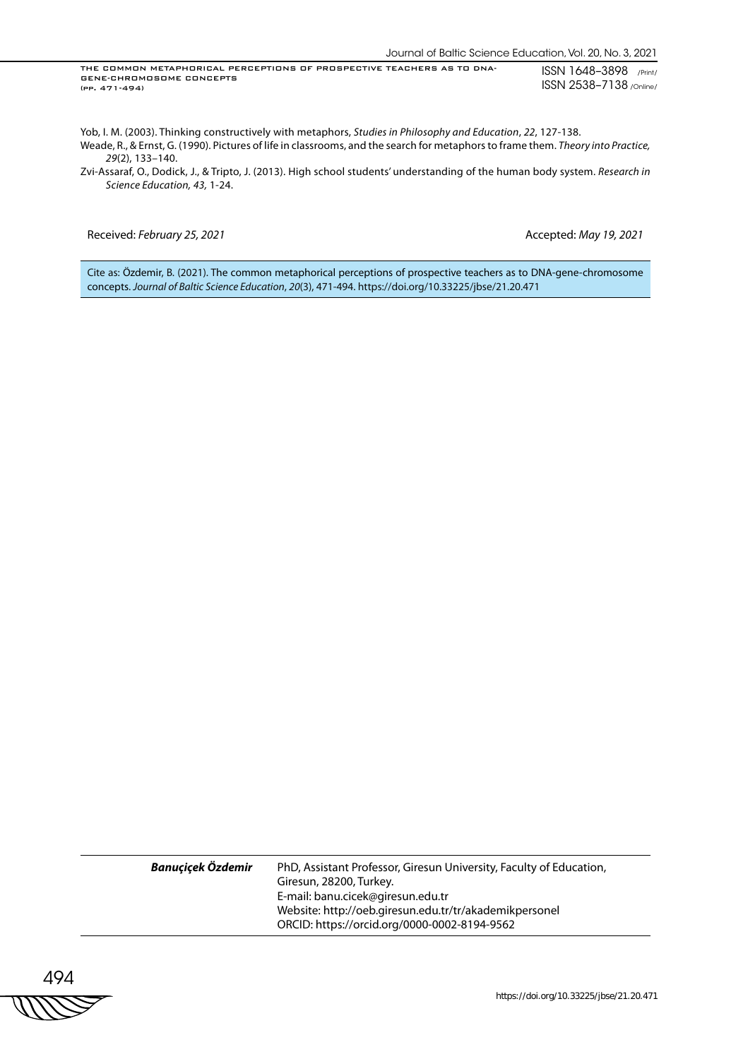Yob, I. M. (2003). Thinking constructively with metaphors, *Studies in Philosophy and Education*, *22*, 127-138.

Weade, R., & Ernst, G. (1990). Pictures of life in classrooms, and the search for metaphors to frame them. *Theory into Practice, 29*(2), 133–140.

Zvi-Assaraf, O., Dodick, J., & Tripto, J. (2013). High school students' understanding of the human body system. *Research in Science Education, 43,* 1-24.

Received: *February 25, 2021* Accepted: *May 19, 2021*

Cite as: Özdemir, B. (2021). The common metaphorical perceptions of prospective teachers as to DNA-gene-chromosome concepts. *Journal of Baltic Science Education*, *20*(3), 471-494. https://doi.org/10.33225/jbse/21.20.471

| | |
|---|---|
| ***Banuçiçek Özdemir*** | PhD, Assistant Professor, Giresun University, Faculty of Education, Giresun, 28200, Turkey.<br>E-mail: banu.cicek@giresun.edu.tr<br>Website: http://oeb.giresun.edu.tr/tr/akademikpersonel<br>ORCID: https://orcid.org/0000-0002-8194-9562 |